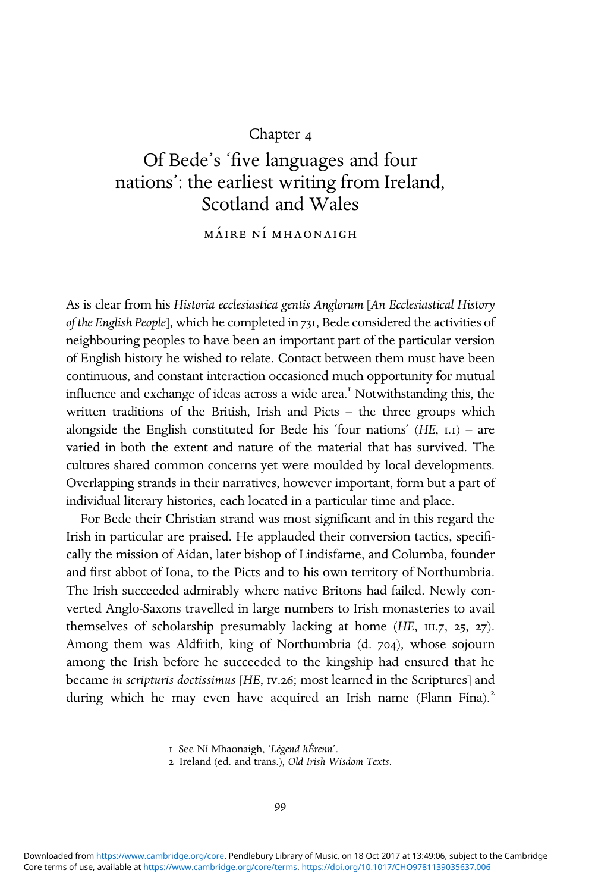Chapter 4

# Of Bede's 'five languages and four nations': the earliest writing from Ireland, Scotland and Wales

MÁIRE NÍ MHAONAIGH

As is clear from his *Historia ecclesiastica gentis Anglorum* [*An Ecclesiastical History of the English People*], which he completed in 731, Bede considered the activities of neighbouring peoples to have been an important part of the particular version of English history he wished to relate. Contact between them must have been continuous, and constant interaction occasioned much opportunity for mutual influence and exchange of ideas across a wide area.[1] Notwithstanding this, the written traditions of the British, Irish and Picts – the three groups which alongside the English constituted for Bede his 'four nations' (*HE*, I.1) – are varied in both the extent and nature of the material that has survived. The cultures shared common concerns yet were moulded by local developments. Overlapping strands in their narratives, however important, form but a part of individual literary histories, each located in a particular time and place.

For Bede their Christian strand was most significant and in this regard the Irish in particular are praised. He applauded their conversion tactics, specifically the mission of Aidan, later bishop of Lindisfarne, and Columba, founder and first abbot of Iona, to the Picts and to his own territory of Northumbria. The Irish succeeded admirably where native Britons had failed. Newly converted Anglo-Saxons travelled in large numbers to Irish monasteries to avail themselves of scholarship presumably lacking at home (*HE*, III.7, 25, 27). Among them was Aldfrith, king of Northumbria (d. 704), whose sojourn among the Irish before he succeeded to the kingship had ensured that he became *in scripturis doctissimus* [*HE*, IV.26; most learned in the Scriptures] and during which he may even have acquired an Irish name (Flann Fína).[2]

1 See Ní Mhaonaigh, '*Légend hÉrenn*'.

2 Ireland (ed. and trans.), *Old Irish Wisdom Texts*.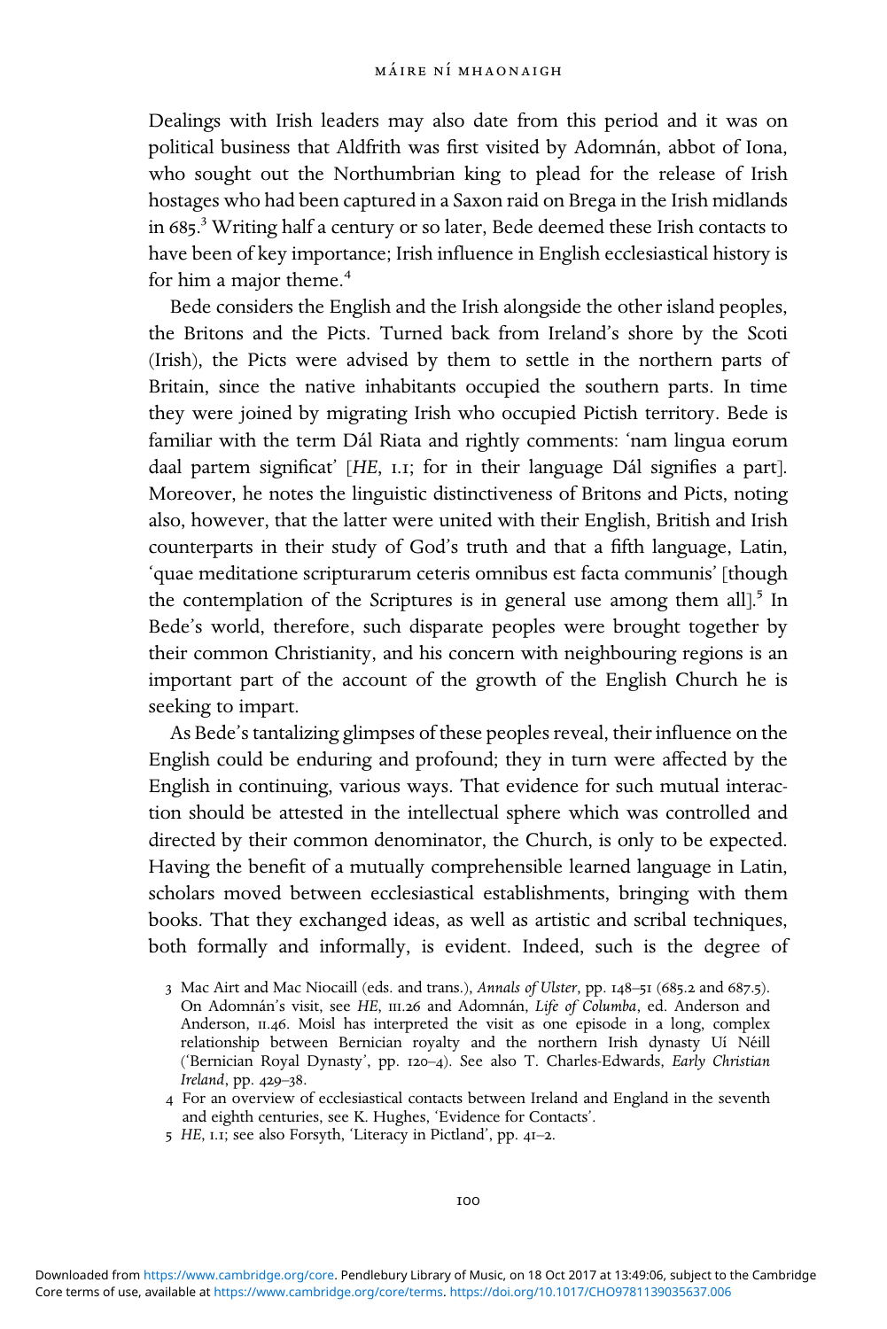Dealings with Irish leaders may also date from this period and it was on political business that Aldfrith was first visited by Adomnán, abbot of Iona, who sought out the Northumbrian king to plead for the release of Irish hostages who had been captured in a Saxon raid on Brega in the Irish midlands in 685.[3] Writing half a century or so later, Bede deemed these Irish contacts to have been of key importance; Irish influence in English ecclesiastical history is for him a major theme.[4]

Bede considers the English and the Irish alongside the other island peoples, the Britons and the Picts. Turned back from Ireland's shore by the Scoti (Irish), the Picts were advised by them to settle in the northern parts of Britain, since the native inhabitants occupied the southern parts. In time they were joined by migrating Irish who occupied Pictish territory. Bede is familiar with the term Dál Riata and rightly comments: 'nam lingua eorum daal partem significat' [*HE*, I.1; for in their language Dál signifies a part]. Moreover, he notes the linguistic distinctiveness of Britons and Picts, noting also, however, that the latter were united with their English, British and Irish counterparts in their study of God's truth and that a fifth language, Latin, 'quae meditatione scripturarum ceteris omnibus est facta communis' [though the contemplation of the Scriptures is in general use among them all].[5] In Bede's world, therefore, such disparate peoples were brought together by their common Christianity, and his concern with neighbouring regions is an important part of the account of the growth of the English Church he is seeking to impart.

As Bede's tantalizing glimpses of these peoples reveal, their influence on the English could be enduring and profound; they in turn were affected by the English in continuing, various ways. That evidence for such mutual interaction should be attested in the intellectual sphere which was controlled and directed by their common denominator, the Church, is only to be expected. Having the benefit of a mutually comprehensible learned language in Latin, scholars moved between ecclesiastical establishments, bringing with them books. That they exchanged ideas, as well as artistic and scribal techniques, both formally and informally, is evident. Indeed, such is the degree of

3 Mac Airt and Mac Niocaill (eds. and trans.), *Annals of Ulster*, pp. 148–51 (685.2 and 687.5). On Adomnán's visit, see *HE*, III.26 and Adomnán, *Life of Columba*, ed. Anderson and Anderson, II.46. Moisl has interpreted the visit as one episode in a long, complex relationship between Bernician royalty and the northern Irish dynasty Uí Néill ('Bernician Royal Dynasty', pp. 120–4). See also T. Charles-Edwards, *Early Christian Ireland*, pp. 429–38.

4 For an overview of ecclesiastical contacts between Ireland and England in the seventh and eighth centuries, see K. Hughes, 'Evidence for Contacts'.

5 *HE*, I.1; see also Forsyth, 'Literacy in Pictland', pp. 41–2.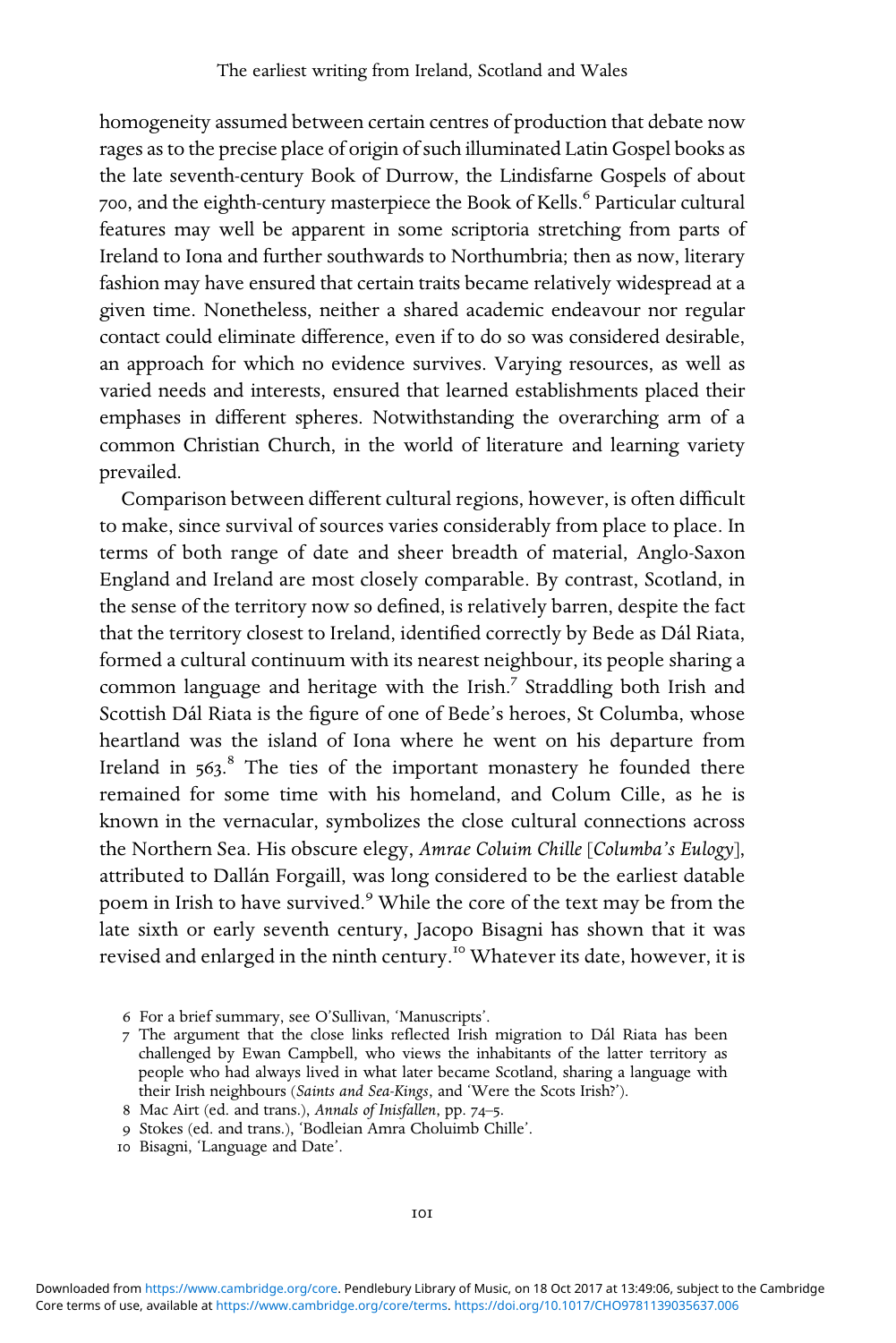homogeneity assumed between certain centres of production that debate now rages as to the precise place of origin of such illuminated Latin Gospel books as the late seventh-century Book of Durrow, the Lindisfarne Gospels of about 700, and the eighth-century masterpiece the Book of Kells.[6] Particular cultural features may well be apparent in some scriptoria stretching from parts of Ireland to Iona and further southwards to Northumbria; then as now, literary fashion may have ensured that certain traits became relatively widespread at a given time. Nonetheless, neither a shared academic endeavour nor regular contact could eliminate difference, even if to do so was considered desirable, an approach for which no evidence survives. Varying resources, as well as varied needs and interests, ensured that learned establishments placed their emphases in different spheres. Notwithstanding the overarching arm of a common Christian Church, in the world of literature and learning variety prevailed.

Comparison between different cultural regions, however, is often difficult to make, since survival of sources varies considerably from place to place. In terms of both range of date and sheer breadth of material, Anglo-Saxon England and Ireland are most closely comparable. By contrast, Scotland, in the sense of the territory now so defined, is relatively barren, despite the fact that the territory closest to Ireland, identified correctly by Bede as Dál Riata, formed a cultural continuum with its nearest neighbour, its people sharing a common language and heritage with the Irish.[7] Straddling both Irish and Scottish Dál Riata is the figure of one of Bede's heroes, St Columba, whose heartland was the island of Iona where he went on his departure from Ireland in 563.[8] The ties of the important monastery he founded there remained for some time with his homeland, and Colum Cille, as he is known in the vernacular, symbolizes the close cultural connections across the Northern Sea. His obscure elegy, *Amrae Coluim Chille* [*Columba's Eulogy*], attributed to Dallán Forgaill, was long considered to be the earliest datable poem in Irish to have survived.[9] While the core of the text may be from the late sixth or early seventh century, Jacopo Bisagni has shown that it was revised and enlarged in the ninth century.[10] Whatever its date, however, it is

6 For a brief summary, see O'Sullivan, 'Manuscripts'.

7 The argument that the close links reflected Irish migration to Dál Riata has been challenged by Ewan Campbell, who views the inhabitants of the latter territory as people who had always lived in what later became Scotland, sharing a language with their Irish neighbours (*Saints and Sea-Kings*, and 'Were the Scots Irish?').

8 Mac Airt (ed. and trans.), *Annals of Inisfallen*, pp. 74–5.

9 Stokes (ed. and trans.), 'Bodleian Amra Choluimb Chille'.

10 Bisagni, 'Language and Date'.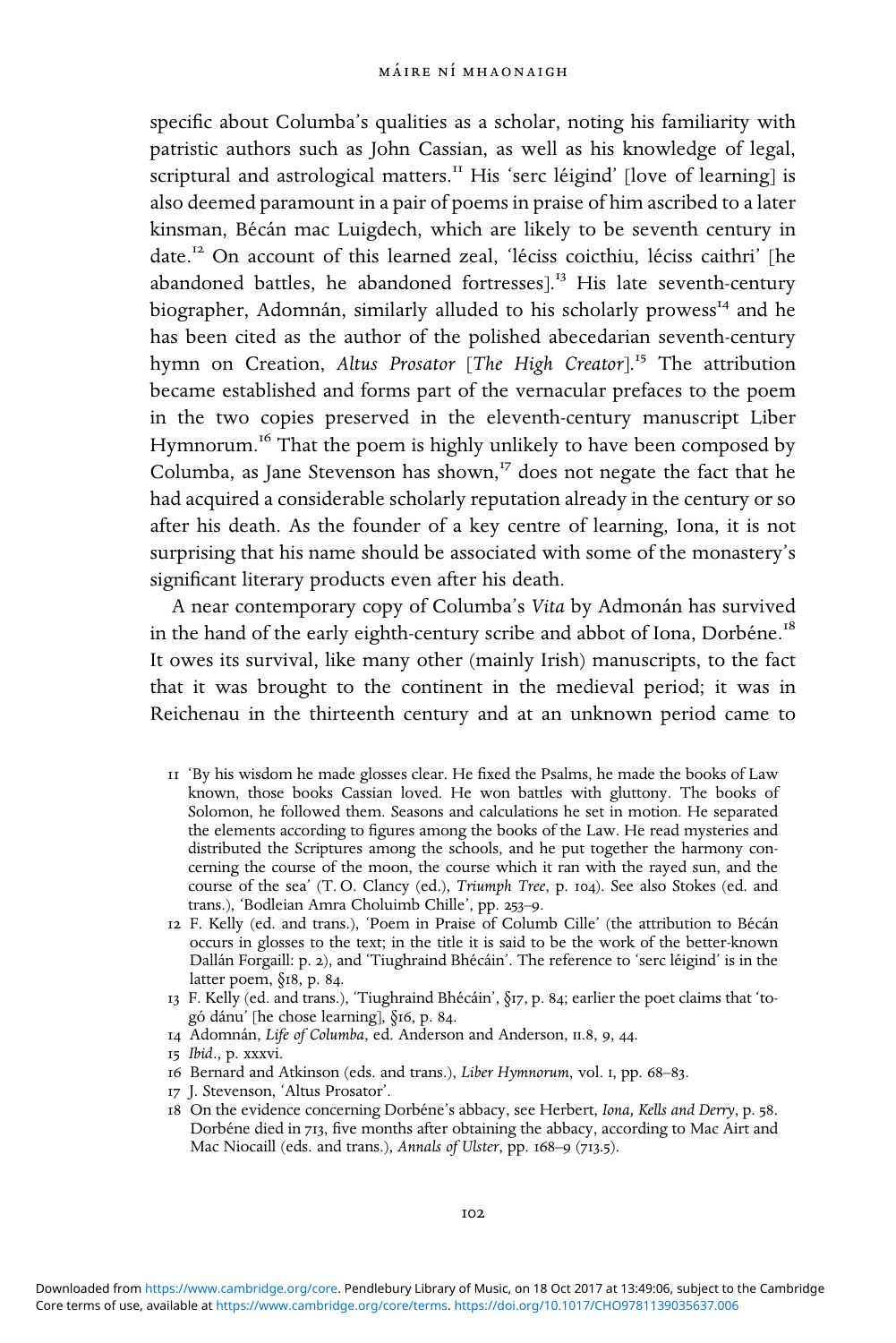specific about Columba's qualities as a scholar, noting his familiarity with patristic authors such as John Cassian, as well as his knowledge of legal, scriptural and astrological matters.[11] His 'serc léigind' [love of learning] is also deemed paramount in a pair of poems in praise of him ascribed to a later kinsman, Bécán mac Luigdech, which are likely to be seventh century in date.[12] On account of this learned zeal, 'léciss coicthiu, léciss caithri' [he abandoned battles, he abandoned fortresses].[13] His late seventh-century biographer, Adomnán, similarly alluded to his scholarly prowess[14] and he has been cited as the author of the polished abecedarian seventh-century hymn on Creation, *Altus Prosator* [*The High Creator*].[15] The attribution became established and forms part of the vernacular prefaces to the poem in the two copies preserved in the eleventh-century manuscript Liber Hymnorum.[16] That the poem is highly unlikely to have been composed by Columba, as Jane Stevenson has shown,[17] does not negate the fact that he had acquired a considerable scholarly reputation already in the century or so after his death. As the founder of a key centre of learning, Iona, it is not surprising that his name should be associated with some of the monastery's significant literary products even after his death.

A near contemporary copy of Columba's *Vita* by Admonán has survived in the hand of the early eighth-century scribe and abbot of Iona, Dorbéne.[18] It owes its survival, like many other (mainly Irish) manuscripts, to the fact that it was brought to the continent in the medieval period; it was in Reichenau in the thirteenth century and at an unknown period came to

11 'By his wisdom he made glosses clear. He fixed the Psalms, he made the books of Law known, those books Cassian loved. He won battles with gluttony. The books of Solomon, he followed them. Seasons and calculations he set in motion. He separated the elements according to figures among the books of the Law. He read mysteries and distributed the Scriptures among the schools, and he put together the harmony concerning the course of the moon, the course which it ran with the rayed sun, and the course of the sea' (T. O. Clancy (ed.), *Triumph Tree*, p. 104). See also Stokes (ed. and trans.), 'Bodleian Amra Choluimb Chille', pp. 253–9.

12 F. Kelly (ed. and trans.), 'Poem in Praise of Columb Cille' (the attribution to Bécán occurs in glosses to the text; in the title it is said to be the work of the better-known Dallán Forgaill: p. 2), and 'Tiughraind Bhécáin'. The reference to 'serc léigind' is in the latter poem, §18, p. 84.

13 F. Kelly (ed. and trans.), 'Tiughraind Bhécáin', §17, p. 84; earlier the poet claims that 'to-gó dánu' [he chose learning], §16, p. 84.

14 Adomnán, *Life of Columba*, ed. Anderson and Anderson, II.8, 9, 44.

15 *Ibid*., p. xxxvi.

16 Bernard and Atkinson (eds. and trans.), *Liber Hymnorum*, vol. I, pp. 68–83.

17 J. Stevenson, 'Altus Prosator'.

18 On the evidence concerning Dorbéne's abbacy, see Herbert, *Iona, Kells and Derry*, p. 58. Dorbéne died in 713, five months after obtaining the abbacy, according to Mac Airt and Mac Niocaill (eds. and trans.), *Annals of Ulster*, pp. 168–9 (713.5).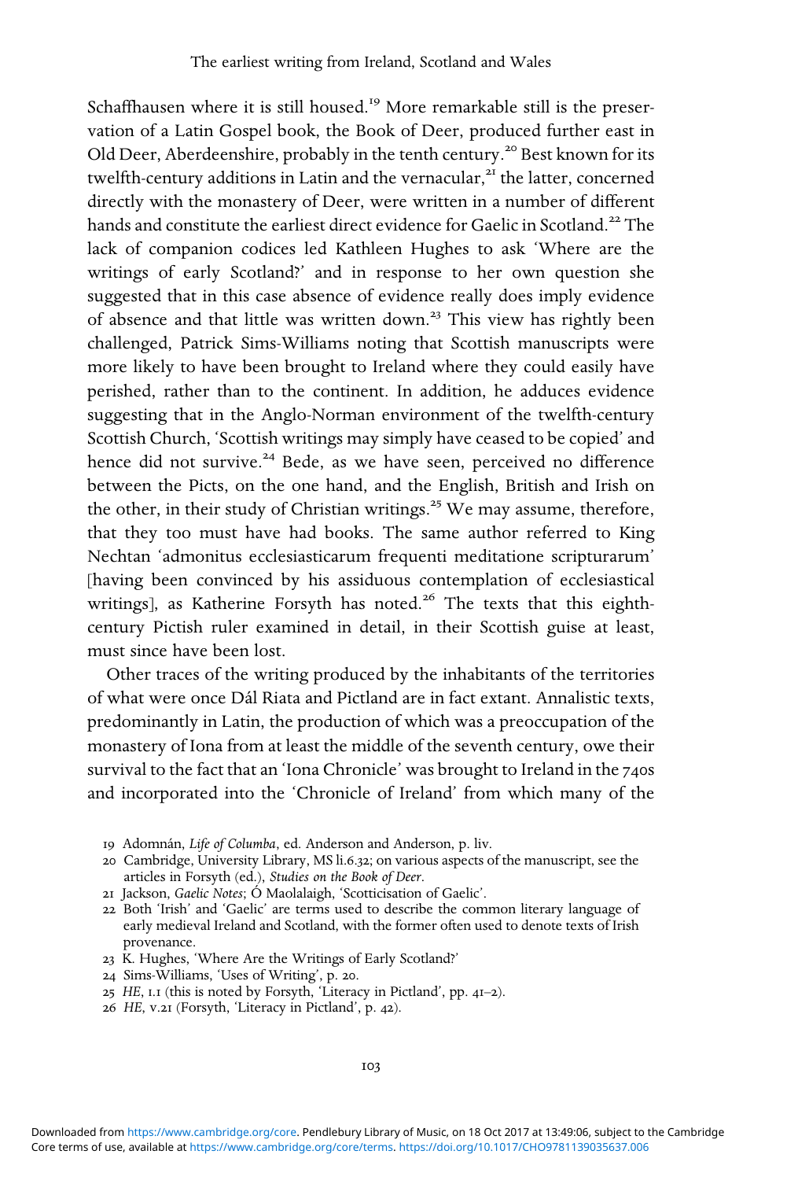Schaffhausen where it is still housed.[19] More remarkable still is the preservation of a Latin Gospel book, the Book of Deer, produced further east in Old Deer, Aberdeenshire, probably in the tenth century.[20] Best known for its twelfth-century additions in Latin and the vernacular,[21] the latter, concerned directly with the monastery of Deer, were written in a number of different hands and constitute the earliest direct evidence for Gaelic in Scotland.[22] The lack of companion codices led Kathleen Hughes to ask 'Where are the writings of early Scotland?' and in response to her own question she suggested that in this case absence of evidence really does imply evidence of absence and that little was written down.[23] This view has rightly been challenged, Patrick Sims-Williams noting that Scottish manuscripts were more likely to have been brought to Ireland where they could easily have perished, rather than to the continent. In addition, he adduces evidence suggesting that in the Anglo-Norman environment of the twelfth-century Scottish Church, 'Scottish writings may simply have ceased to be copied' and hence did not survive.[24] Bede, as we have seen, perceived no difference between the Picts, on the one hand, and the English, British and Irish on the other, in their study of Christian writings.[25] We may assume, therefore, that they too must have had books. The same author referred to King Nechtan 'admonitus ecclesiasticarum frequenti meditatione scripturarum' [having been convinced by his assiduous contemplation of ecclesiastical writings], as Katherine Forsyth has noted.[26] The texts that this eighth-century Pictish ruler examined in detail, in their Scottish guise at least, must since have been lost.

Other traces of the writing produced by the inhabitants of the territories of what were once Dál Riata and Pictland are in fact extant. Annalistic texts, predominantly in Latin, the production of which was a preoccupation of the monastery of Iona from at least the middle of the seventh century, owe their survival to the fact that an 'Iona Chronicle' was brought to Ireland in the 740s and incorporated into the 'Chronicle of Ireland' from which many of the

19 Adomnán, *Life of Columba*, ed. Anderson and Anderson, p. liv.

20 Cambridge, University Library, MS li.6.32; on various aspects of the manuscript, see the articles in Forsyth (ed.), *Studies on the Book of Deer*.

21 Jackson, *Gaelic Notes*; Ó Maolalaigh, 'Scotticisation of Gaelic'.

22 Both 'Irish' and 'Gaelic' are terms used to describe the common literary language of early medieval Ireland and Scotland, with the former often used to denote texts of Irish provenance.

23 K. Hughes, 'Where Are the Writings of Early Scotland?'

24 Sims-Williams, 'Uses of Writing', p. 20.

25 *HE*, I.1 (this is noted by Forsyth, 'Literacy in Pictland', pp. 41–2).

26 *HE*, V.21 (Forsyth, 'Literacy in Pictland', p. 42).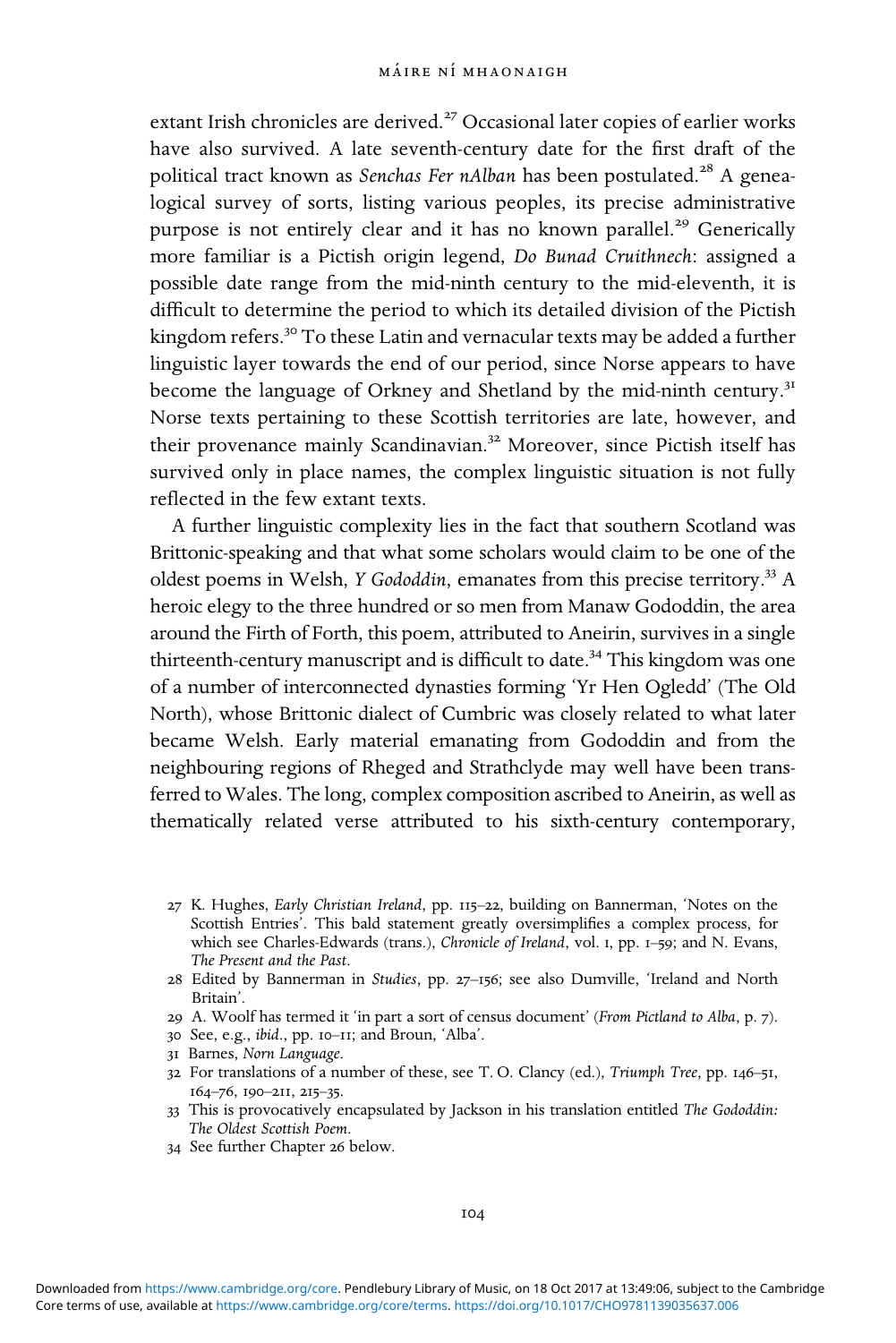extant Irish chronicles are derived.[27] Occasional later copies of earlier works have also survived. A late seventh-century date for the first draft of the political tract known as *Senchas Fer nAlban* has been postulated.[28] A genealogical survey of sorts, listing various peoples, its precise administrative purpose is not entirely clear and it has no known parallel.[29] Generically more familiar is a Pictish origin legend, *Do Bunad Cruithnech*: assigned a possible date range from the mid-ninth century to the mid-eleventh, it is difficult to determine the period to which its detailed division of the Pictish kingdom refers.[30] To these Latin and vernacular texts may be added a further linguistic layer towards the end of our period, since Norse appears to have become the language of Orkney and Shetland by the mid-ninth century.[31] Norse texts pertaining to these Scottish territories are late, however, and their provenance mainly Scandinavian.[32] Moreover, since Pictish itself has survived only in place names, the complex linguistic situation is not fully reflected in the few extant texts.

A further linguistic complexity lies in the fact that southern Scotland was Brittonic-speaking and that what some scholars would claim to be one of the oldest poems in Welsh, *Y Gododdin*, emanates from this precise territory.[33] A heroic elegy to the three hundred or so men from Manaw Gododdin, the area around the Firth of Forth, this poem, attributed to Aneirin, survives in a single thirteenth-century manuscript and is difficult to date.[34] This kingdom was one of a number of interconnected dynasties forming 'Yr Hen Ogledd' (The Old North), whose Brittonic dialect of Cumbric was closely related to what later became Welsh. Early material emanating from Gododdin and from the neighbouring regions of Rheged and Strathclyde may well have been transferred to Wales. The long, complex composition ascribed to Aneirin, as well as thematically related verse attributed to his sixth-century contemporary,

27 K. Hughes, *Early Christian Ireland*, pp. 115–22, building on Bannerman, 'Notes on the Scottish Entries'. This bald statement greatly oversimplifies a complex process, for which see Charles-Edwards (trans.), *Chronicle of Ireland*, vol. 1, pp. 1–59; and N. Evans, *The Present and the Past*.

28 Edited by Bannerman in *Studies*, pp. 27–156; see also Dumville, 'Ireland and North Britain'.

29 A. Woolf has termed it 'in part a sort of census document' (*From Pictland to Alba*, p. 7).

30 See, e.g., *ibid.*, pp. 10–11; and Broun, 'Alba'.

31 Barnes, *Norn Language*.

32 For translations of a number of these, see T. O. Clancy (ed.), *Triumph Tree*, pp. 146–51, 164–76, 190–211, 215–35.

33 This is provocatively encapsulated by Jackson in his translation entitled *The Gododdin: The Oldest Scottish Poem*.

34 See further Chapter 26 below.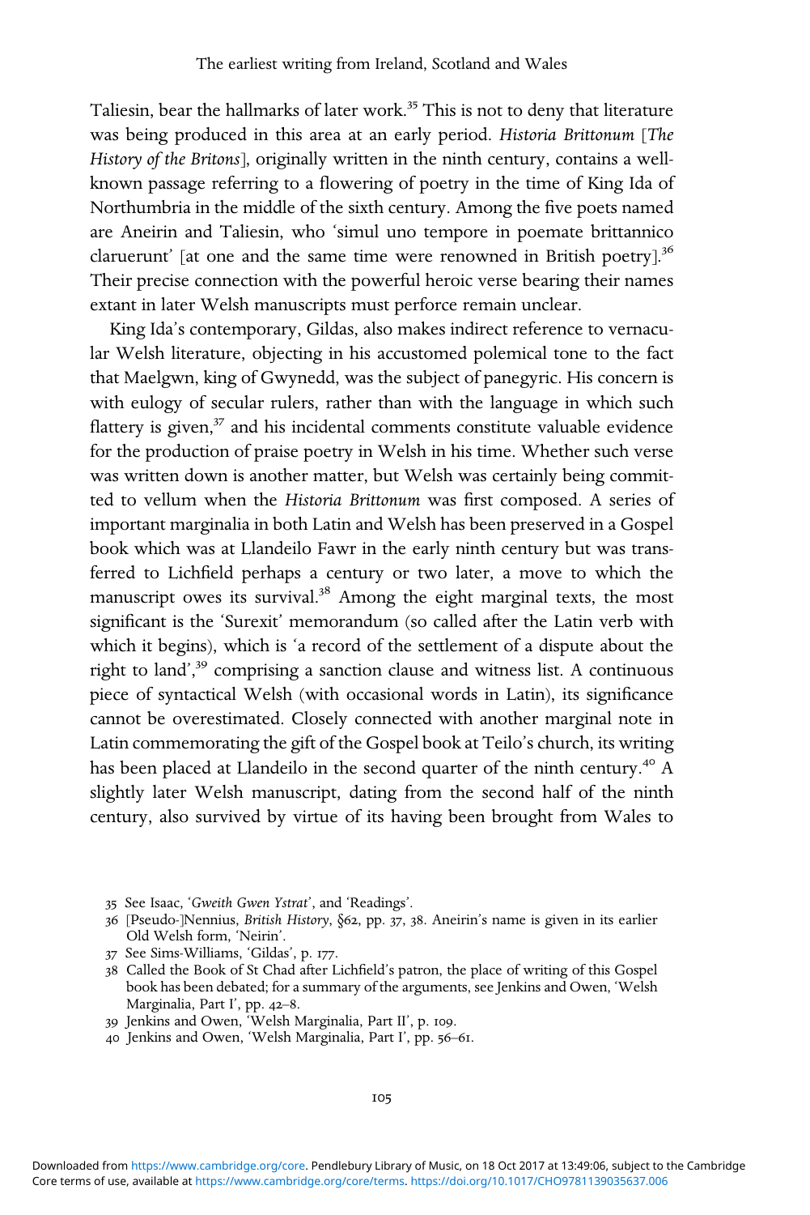Taliesin, bear the hallmarks of later work.[35] This is not to deny that literature was being produced in this area at an early period. *Historia Brittonum* [*The History of the Britons*], originally written in the ninth century, contains a well-known passage referring to a flowering of poetry in the time of King Ida of Northumbria in the middle of the sixth century. Among the five poets named are Aneirin and Taliesin, who 'simul uno tempore in poemate brittannico claruerunt' [at one and the same time were renowned in British poetry].[36] Their precise connection with the powerful heroic verse bearing their names extant in later Welsh manuscripts must perforce remain unclear.

King Ida's contemporary, Gildas, also makes indirect reference to vernacular Welsh literature, objecting in his accustomed polemical tone to the fact that Maelgwn, king of Gwynedd, was the subject of panegyric. His concern is with eulogy of secular rulers, rather than with the language in which such flattery is given,[37] and his incidental comments constitute valuable evidence for the production of praise poetry in Welsh in his time. Whether such verse was written down is another matter, but Welsh was certainly being committed to vellum when the *Historia Brittonum* was first composed. A series of important marginalia in both Latin and Welsh has been preserved in a Gospel book which was at Llandeilo Fawr in the early ninth century but was transferred to Lichfield perhaps a century or two later, a move to which the manuscript owes its survival.[38] Among the eight marginal texts, the most significant is the 'Surexit' memorandum (so called after the Latin verb with which it begins), which is 'a record of the settlement of a dispute about the right to land',[39] comprising a sanction clause and witness list. A continuous piece of syntactical Welsh (with occasional words in Latin), its significance cannot be overestimated. Closely connected with another marginal note in Latin commemorating the gift of the Gospel book at Teilo's church, its writing has been placed at Llandeilo in the second quarter of the ninth century.[40] A slightly later Welsh manuscript, dating from the second half of the ninth century, also survived by virtue of its having been brought from Wales to

35 See Isaac, '*Gweith Gwen Ystrat*', and 'Readings'.

36 [Pseudo-]Nennius, *British History*, §62, pp. 37, 38. Aneirin's name is given in its earlier Old Welsh form, 'Neirin'.

37 See Sims-Williams, 'Gildas', p. 177.

38 Called the Book of St Chad after Lichfield's patron, the place of writing of this Gospel book has been debated; for a summary of the arguments, see Jenkins and Owen, 'Welsh Marginalia, Part I', pp. 42–8.

39 Jenkins and Owen, 'Welsh Marginalia, Part II', p. 109.

40 Jenkins and Owen, 'Welsh Marginalia, Part I', pp. 56–61.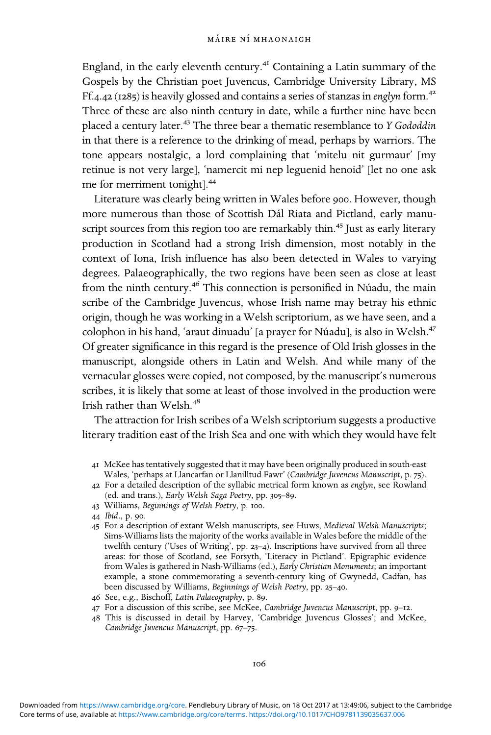England, in the early eleventh century.[41] Containing a Latin summary of the Gospels by the Christian poet Juvencus, Cambridge University Library, MS Ff.4.42 (1285) is heavily glossed and contains a series of stanzas in *englyn* form.[42] Three of these are also ninth century in date, while a further nine have been placed a century later.[43] The three bear a thematic resemblance to *Y Gododdin* in that there is a reference to the drinking of mead, perhaps by warriors. The tone appears nostalgic, a lord complaining that 'mitelu nit gurmaur' [my retinue is not very large], 'namercit mi nep leguenid henoid' [let no one ask me for merriment tonight].[44]

Literature was clearly being written in Wales before 900. However, though more numerous than those of Scottish Dál Riata and Pictland, early manuscript sources from this region too are remarkably thin.[45] Just as early literary production in Scotland had a strong Irish dimension, most notably in the context of Iona, Irish influence has also been detected in Wales to varying degrees. Palaeographically, the two regions have been seen as close at least from the ninth century.[46] This connection is personified in Núadu, the main scribe of the Cambridge Juvencus, whose Irish name may betray his ethnic origin, though he was working in a Welsh scriptorium, as we have seen, and a colophon in his hand, 'araut dinuadu' [a prayer for Núadu], is also in Welsh.[47] Of greater significance in this regard is the presence of Old Irish glosses in the manuscript, alongside others in Latin and Welsh. And while many of the vernacular glosses were copied, not composed, by the manuscript's numerous scribes, it is likely that some at least of those involved in the production were Irish rather than Welsh.[48]

The attraction for Irish scribes of a Welsh scriptorium suggests a productive literary tradition east of the Irish Sea and one with which they would have felt

41 McKee has tentatively suggested that it may have been originally produced in south-east Wales, 'perhaps at Llancarfan or Llanilltud Fawr' (*Cambridge Juvencus Manuscript*, p. 75).

42 For a detailed description of the syllabic metrical form known as *englyn*, see Rowland (ed. and trans.), *Early Welsh Saga Poetry*, pp. 305–89.

43 Williams, *Beginnings of Welsh Poetry*, p. 100.

44 *Ibid*., p. 90.

45 For a description of extant Welsh manuscripts, see Huws, *Medieval Welsh Manuscripts*; Sims-Williams lists the majority of the works available in Wales before the middle of the twelfth century ('Uses of Writing', pp. 23–4). Inscriptions have survived from all three areas: for those of Scotland, see Forsyth, 'Literacy in Pictland'. Epigraphic evidence from Wales is gathered in Nash-Williams (ed.), *Early Christian Monuments*; an important example, a stone commemorating a seventh-century king of Gwynedd, Cadfan, has been discussed by Williams, *Beginnings of Welsh Poetry*, pp. 25–40.

46 See, e.g., Bischoff, *Latin Palaeography*, p. 89.

47 For a discussion of this scribe, see McKee, *Cambridge Juvencus Manuscript*, pp. 9–12.

48 This is discussed in detail by Harvey, 'Cambridge Juvencus Glosses'; and McKee, *Cambridge Juvencus Manuscript*, pp. 67–75.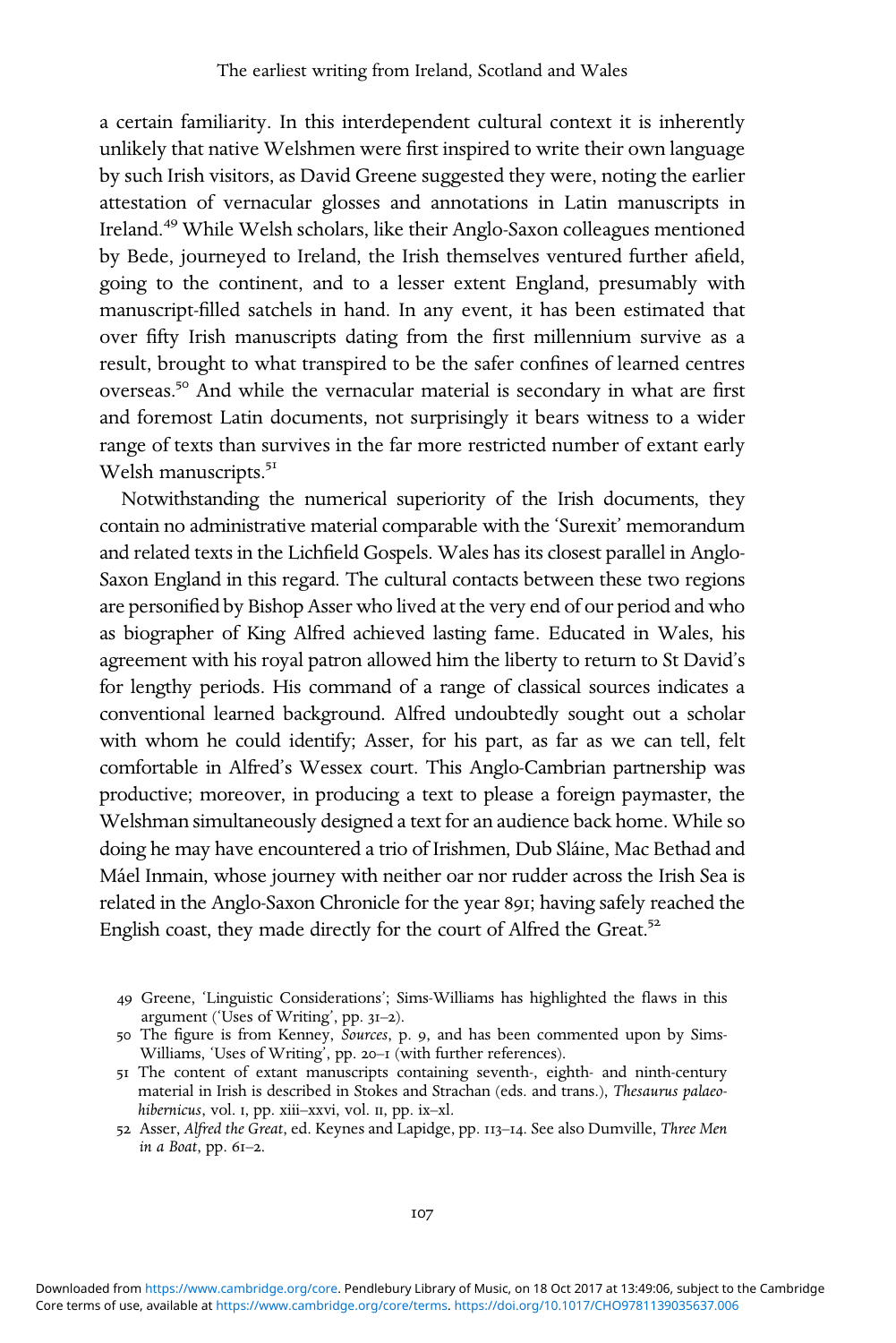a certain familiarity. In this interdependent cultural context it is inherently unlikely that native Welshmen were first inspired to write their own language by such Irish visitors, as David Greene suggested they were, noting the earlier attestation of vernacular glosses and annotations in Latin manuscripts in Ireland.[49] While Welsh scholars, like their Anglo-Saxon colleagues mentioned by Bede, journeyed to Ireland, the Irish themselves ventured further afield, going to the continent, and to a lesser extent England, presumably with manuscript-filled satchels in hand. In any event, it has been estimated that over fifty Irish manuscripts dating from the first millennium survive as a result, brought to what transpired to be the safer confines of learned centres overseas.[50] And while the vernacular material is secondary in what are first and foremost Latin documents, not surprisingly it bears witness to a wider range of texts than survives in the far more restricted number of extant early Welsh manuscripts.[51]

Notwithstanding the numerical superiority of the Irish documents, they contain no administrative material comparable with the 'Surexit' memorandum and related texts in the Lichfield Gospels. Wales has its closest parallel in Anglo-Saxon England in this regard. The cultural contacts between these two regions are personified by Bishop Asser who lived at the very end of our period and who as biographer of King Alfred achieved lasting fame. Educated in Wales, his agreement with his royal patron allowed him the liberty to return to St David's for lengthy periods. His command of a range of classical sources indicates a conventional learned background. Alfred undoubtedly sought out a scholar with whom he could identify; Asser, for his part, as far as we can tell, felt comfortable in Alfred's Wessex court. This Anglo-Cambrian partnership was productive; moreover, in producing a text to please a foreign paymaster, the Welshman simultaneously designed a text for an audience back home. While so doing he may have encountered a trio of Irishmen, Dub Sláine, Mac Bethad and Máel Inmain, whose journey with neither oar nor rudder across the Irish Sea is related in the Anglo-Saxon Chronicle for the year 891; having safely reached the English coast, they made directly for the court of Alfred the Great.[52]

49 Greene, 'Linguistic Considerations'; Sims-Williams has highlighted the flaws in this argument ('Uses of Writing', pp. 31–2).

50 The figure is from Kenney, *Sources*, p. 9, and has been commented upon by Sims-Williams, 'Uses of Writing', pp. 20–1 (with further references).

51 The content of extant manuscripts containing seventh-, eighth- and ninth-century material in Irish is described in Stokes and Strachan (eds. and trans.), *Thesaurus palaeohibernicus*, vol. I, pp. xiii–xxvi, vol. II, pp. ix–xl.

52 Asser, *Alfred the Great*, ed. Keynes and Lapidge, pp. 113–14. See also Dumville, *Three Men in a Boat*, pp. 61–2.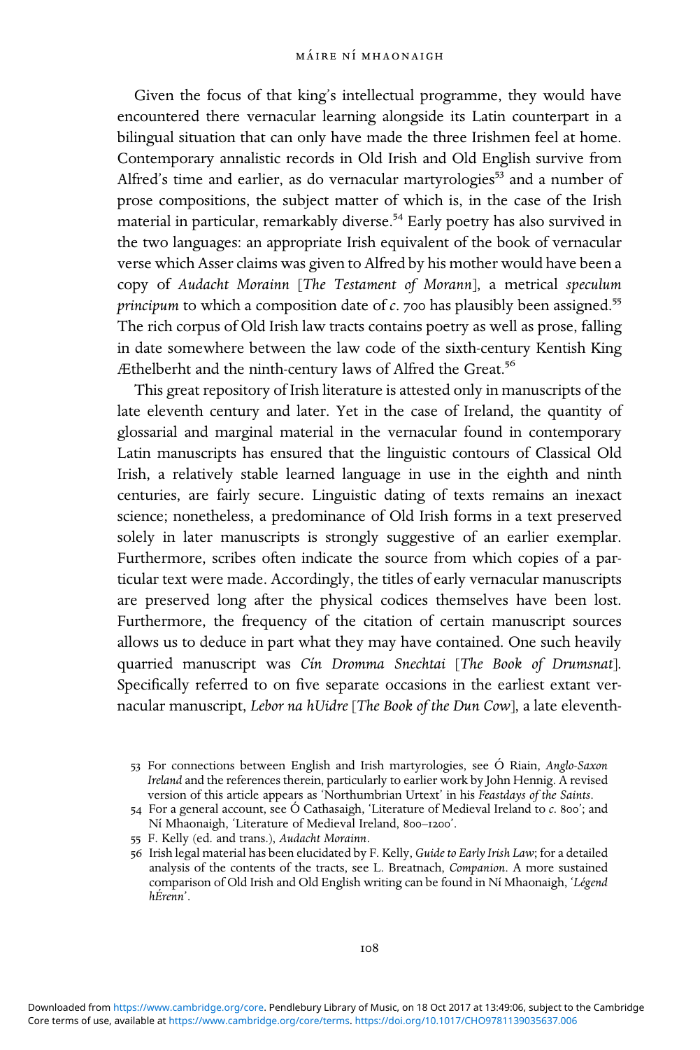Given the focus of that king's intellectual programme, they would have encountered there vernacular learning alongside its Latin counterpart in a bilingual situation that can only have made the three Irishmen feel at home. Contemporary annalistic records in Old Irish and Old English survive from Alfred's time and earlier, as do vernacular martyrologies[53] and a number of prose compositions, the subject matter of which is, in the case of the Irish material in particular, remarkably diverse.[54] Early poetry has also survived in the two languages: an appropriate Irish equivalent of the book of vernacular verse which Asser claims was given to Alfred by his mother would have been a copy of *Audacht Morainn* [*The Testament of Morann*], a metrical *speculum principum* to which a composition date of *c.* 700 has plausibly been assigned.[55] The rich corpus of Old Irish law tracts contains poetry as well as prose, falling in date somewhere between the law code of the sixth-century Kentish King Æthelberht and the ninth-century laws of Alfred the Great.[56]

This great repository of Irish literature is attested only in manuscripts of the late eleventh century and later. Yet in the case of Ireland, the quantity of glossarial and marginal material in the vernacular found in contemporary Latin manuscripts has ensured that the linguistic contours of Classical Old Irish, a relatively stable learned language in use in the eighth and ninth centuries, are fairly secure. Linguistic dating of texts remains an inexact science; nonetheless, a predominance of Old Irish forms in a text preserved solely in later manuscripts is strongly suggestive of an earlier exemplar. Furthermore, scribes often indicate the source from which copies of a particular text were made. Accordingly, the titles of early vernacular manuscripts are preserved long after the physical codices themselves have been lost. Furthermore, the frequency of the citation of certain manuscript sources allows us to deduce in part what they may have contained. One such heavily quarried manuscript was *Cín Dromma Snechtai* [*The Book of Drumsnat*]. Specifically referred to on five separate occasions in the earliest extant vernacular manuscript, *Lebor na hUidre* [*The Book of the Dun Cow*], a late eleventh-

53 For connections between English and Irish martyrologies, see Ó Riain, *Anglo-Saxon Ireland* and the references therein, particularly to earlier work by John Hennig. A revised version of this article appears as 'Northumbrian Urtext' in his *Feastdays of the Saints*.

54 For a general account, see Ó Cathasaigh, 'Literature of Medieval Ireland to *c.* 800'; and Ní Mhaonaigh, 'Literature of Medieval Ireland, 800–1200'.

55 F. Kelly (ed. and trans.), *Audacht Morainn*.

56 Irish legal material has been elucidated by F. Kelly, *Guide to Early Irish Law*; for a detailed analysis of the contents of the tracts, see L. Breatnach, *Companion*. A more sustained comparison of Old Irish and Old English writing can be found in Ní Mhaonaigh, '*Légend hÉrenn*'.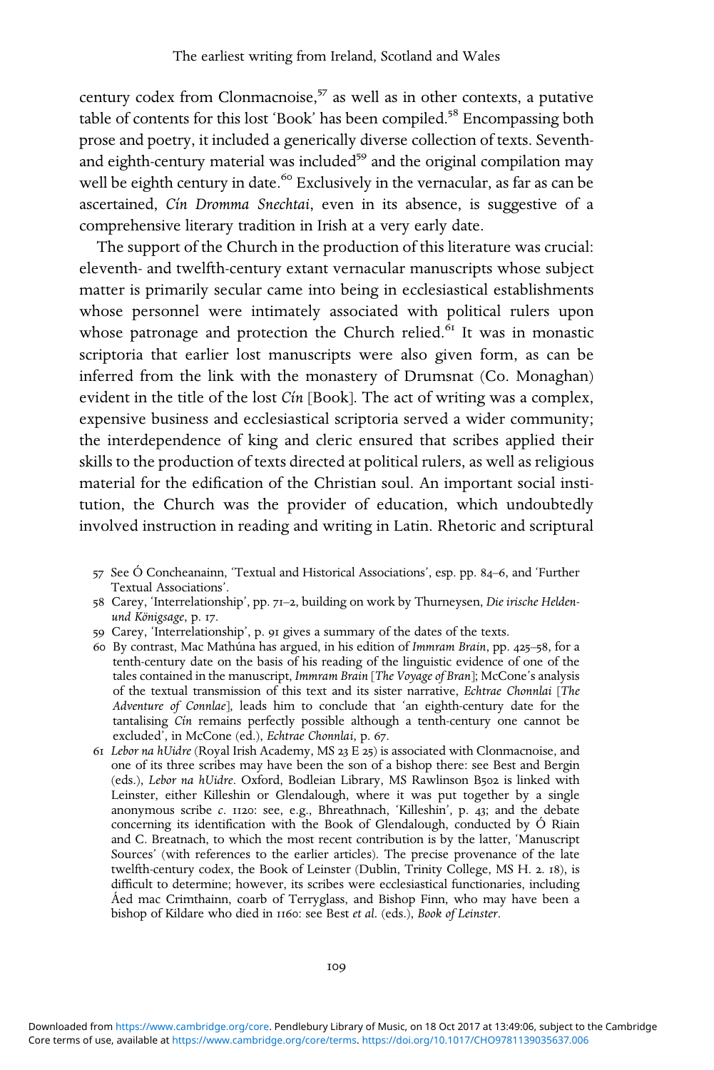century codex from Clonmacnoise,[57] as well as in other contexts, a putative table of contents for this lost 'Book' has been compiled.[58] Encompassing both prose and poetry, it included a generically diverse collection of texts. Seventh- and eighth-century material was included[59] and the original compilation may well be eighth century in date.[60] Exclusively in the vernacular, as far as can be ascertained, *Cín Dromma Snechtai*, even in its absence, is suggestive of a comprehensive literary tradition in Irish at a very early date.

The support of the Church in the production of this literature was crucial: eleventh- and twelfth-century extant vernacular manuscripts whose subject matter is primarily secular came into being in ecclesiastical establishments whose personnel were intimately associated with political rulers upon whose patronage and protection the Church relied.[61] It was in monastic scriptoria that earlier lost manuscripts were also given form, as can be inferred from the link with the monastery of Drumsnat (Co. Monaghan) evident in the title of the lost *Cín* [Book]. The act of writing was a complex, expensive business and ecclesiastical scriptoria served a wider community; the interdependence of king and cleric ensured that scribes applied their skills to the production of texts directed at political rulers, as well as religious material for the edification of the Christian soul. An important social institution, the Church was the provider of education, which undoubtedly involved instruction in reading and writing in Latin. Rhetoric and scriptural

57 See Ó Concheanainn, 'Textual and Historical Associations', esp. pp. 84–6, and 'Further Textual Associations'.

58 Carey, 'Interrelationship', pp. 71–2, building on work by Thurneysen, *Die irische Helden- und Königsage*, p. 17.

59 Carey, 'Interrelationship', p. 91 gives a summary of the dates of the texts.

60 By contrast, Mac Mathúna has argued, in his edition of *Immram Brain*, pp. 425–58, for a tenth-century date on the basis of his reading of the linguistic evidence of one of the tales contained in the manuscript, *Immram Brain* [*The Voyage of Bran*]; McCone's analysis of the textual transmission of this text and its sister narrative, *Echtrae Chonnlai* [*The Adventure of Connlae*], leads him to conclude that 'an eighth-century date for the tantalising *Cín* remains perfectly possible although a tenth-century one cannot be excluded', in McCone (ed.), *Echtrae Chonnlai*, p. 67.

61 *Lebor na hUidre* (Royal Irish Academy, MS 23 E 25) is associated with Clonmacnoise, and one of its three scribes may have been the son of a bishop there: see Best and Bergin (eds.), *Lebor na hUidre*. Oxford, Bodleian Library, MS Rawlinson B502 is linked with Leinster, either Killeshin or Glendalough, where it was put together by a single anonymous scribe *c.* 1120: see, e.g., Bhreathnach, 'Killeshin', p. 43; and the debate concerning its identification with the Book of Glendalough, conducted by Ó Riain and C. Breatnach, to which the most recent contribution is by the latter, 'Manuscript Sources' (with references to the earlier articles). The precise provenance of the late twelfth-century codex, the Book of Leinster (Dublin, Trinity College, MS H. 2. 18), is difficult to determine; however, its scribes were ecclesiastical functionaries, including Áed mac Crimthainn, coarb of Terryglass, and Bishop Finn, who may have been a bishop of Kildare who died in 1160: see Best *et al.* (eds.), *Book of Leinster*.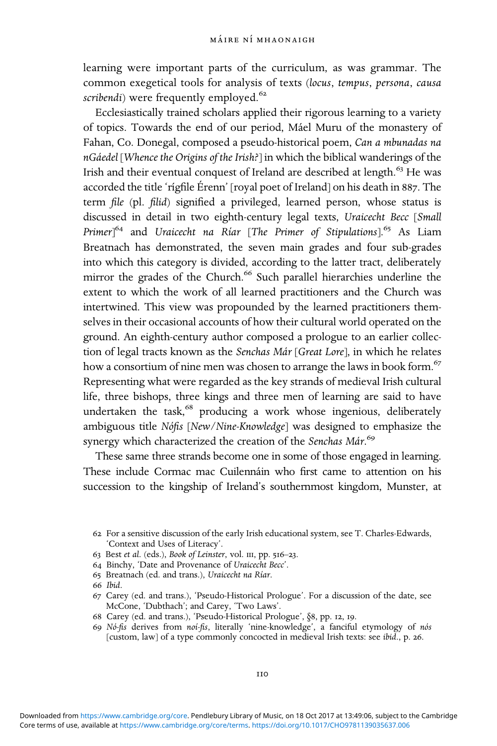learning were important parts of the curriculum, as was grammar. The common exegetical tools for analysis of texts (*locus*, *tempus*, *persona*, *causa scribendi*) were frequently employed.[62]

Ecclesiastically trained scholars applied their rigorous learning to a variety of topics. Towards the end of our period, Máel Muru of the monastery of Fahan, Co. Donegal, composed a pseudo-historical poem, *Can a mbunadas na nGáedel* [*Whence the Origins of the Irish?*] in which the biblical wanderings of the Irish and their eventual conquest of Ireland are described at length.[63] He was accorded the title 'rígfile Érenn' [royal poet of Ireland] on his death in 887. The term *file* (pl. *filid*) signified a privileged, learned person, whose status is discussed in detail in two eighth-century legal texts, *Uraicecht Becc* [*Small Primer*][64] and *Uraicecht na Ríar* [*The Primer of Stipulations*].[65] As Liam Breatnach has demonstrated, the seven main grades and four sub-grades into which this category is divided, according to the latter tract, deliberately mirror the grades of the Church.[66] Such parallel hierarchies underline the extent to which the work of all learned practitioners and the Church was intertwined. This view was propounded by the learned practitioners themselves in their occasional accounts of how their cultural world operated on the ground. An eighth-century author composed a prologue to an earlier collection of legal tracts known as the *Senchas Már* [*Great Lore*], in which he relates how a consortium of nine men was chosen to arrange the laws in book form.[67] Representing what were regarded as the key strands of medieval Irish cultural life, three bishops, three kings and three men of learning are said to have undertaken the task,[68] producing a work whose ingenious, deliberately ambiguous title *Nófis* [*New/Nine-Knowledge*] was designed to emphasize the synergy which characterized the creation of the *Senchas Már*.[69]

These same three strands become one in some of those engaged in learning. These include Cormac mac Cuilennáin who first came to attention on his succession to the kingship of Ireland's southernmost kingdom, Munster, at

62 For a sensitive discussion of the early Irish educational system, see T. Charles-Edwards, 'Context and Uses of Literacy'.

63 Best *et al.* (eds.), *Book of Leinster*, vol. III, pp. 516–23.

64 Binchy, 'Date and Provenance of *Uraicecht Becc*'.

65 Breatnach (ed. and trans.), *Uraicecht na Ríar*.

66 *Ibid.*

67 Carey (ed. and trans.), 'Pseudo-Historical Prologue'. For a discussion of the date, see McCone, 'Dubthach'; and Carey, 'Two Laws'.

68 Carey (ed. and trans.), 'Pseudo-Historical Prologue', §8, pp. 12, 19.

69 *Nó-fis* derives from *noí-fis*, literally 'nine-knowledge', a fanciful etymology of *nós* [custom, law] of a type commonly concocted in medieval Irish texts: see *ibid.*, p. 26.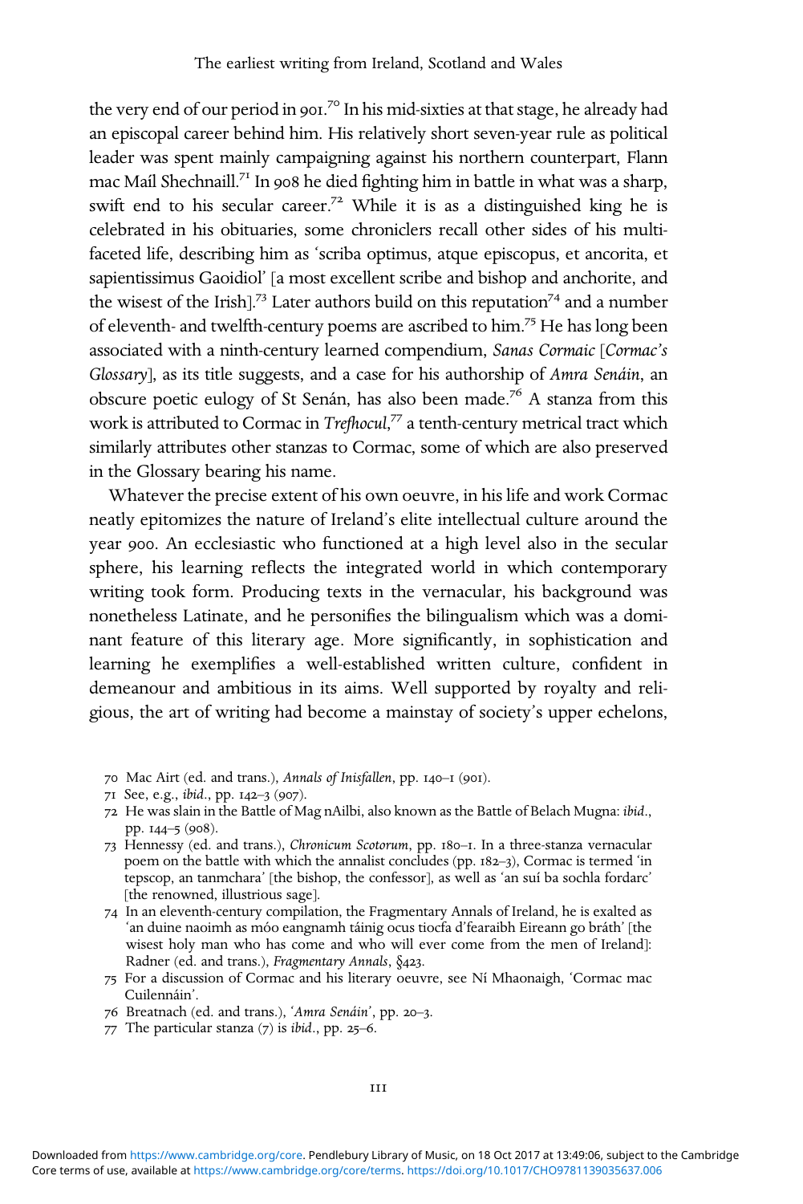the very end of our period in 901.[70] In his mid-sixties at that stage, he already had an episcopal career behind him. His relatively short seven-year rule as political leader was spent mainly campaigning against his northern counterpart, Flann mac Maíl Shechnaill.[71] In 908 he died fighting him in battle in what was a sharp, swift end to his secular career.[72] While it is as a distinguished king he is celebrated in his obituaries, some chroniclers recall other sides of his multi-faceted life, describing him as 'scriba optimus, atque episcopus, et ancorita, et sapientissimus Gaoidiol' [a most excellent scribe and bishop and anchorite, and the wisest of the Irish].[73] Later authors build on this reputation[74] and a number of eleventh- and twelfth-century poems are ascribed to him.[75] He has long been associated with a ninth-century learned compendium, *Sanas Cormaic* [*Cormac's Glossary*], as its title suggests, and a case for his authorship of *Amra Senáin*, an obscure poetic eulogy of St Senán, has also been made.[76] A stanza from this work is attributed to Cormac in *Trefhocul*,[77] a tenth-century metrical tract which similarly attributes other stanzas to Cormac, some of which are also preserved in the Glossary bearing his name.

Whatever the precise extent of his own oeuvre, in his life and work Cormac neatly epitomizes the nature of Ireland's elite intellectual culture around the year 900. An ecclesiastic who functioned at a high level also in the secular sphere, his learning reflects the integrated world in which contemporary writing took form. Producing texts in the vernacular, his background was nonetheless Latinate, and he personifies the bilingualism which was a dominant feature of this literary age. More significantly, in sophistication and learning he exemplifies a well-established written culture, confident in demeanour and ambitious in its aims. Well supported by royalty and religious, the art of writing had become a mainstay of society's upper echelons,

70 Mac Airt (ed. and trans.), *Annals of Inisfallen*, pp. 140–1 (901).

71 See, e.g., *ibid.*, pp. 142–3 (907).

72 He was slain in the Battle of Mag nAilbi, also known as the Battle of Belach Mugna: *ibid.*, pp. 144–5 (908).

73 Hennessy (ed. and trans.), *Chronicum Scotorum*, pp. 180–1. In a three-stanza vernacular poem on the battle with which the annalist concludes (pp. 182–3), Cormac is termed 'in tepscop, an tanmchara' [the bishop, the confessor], as well as 'an suí ba sochla fordarc' [the renowned, illustrious sage].

74 In an eleventh-century compilation, the Fragmentary Annals of Ireland, he is exalted as 'an duine naoimh as móo eangnamh táinig ocus tiocfa d'fearaibh Eireann go bráth' [the wisest holy man who has come and who will ever come from the men of Ireland]: Radner (ed. and trans.), *Fragmentary Annals*, §423.

75 For a discussion of Cormac and his literary oeuvre, see Ní Mhaonaigh, 'Cormac mac Cuilennáin'.

76 Breatnach (ed. and trans.), '*Amra Senáin*', pp. 20–3.

77 The particular stanza (7) is *ibid.*, pp. 25–6.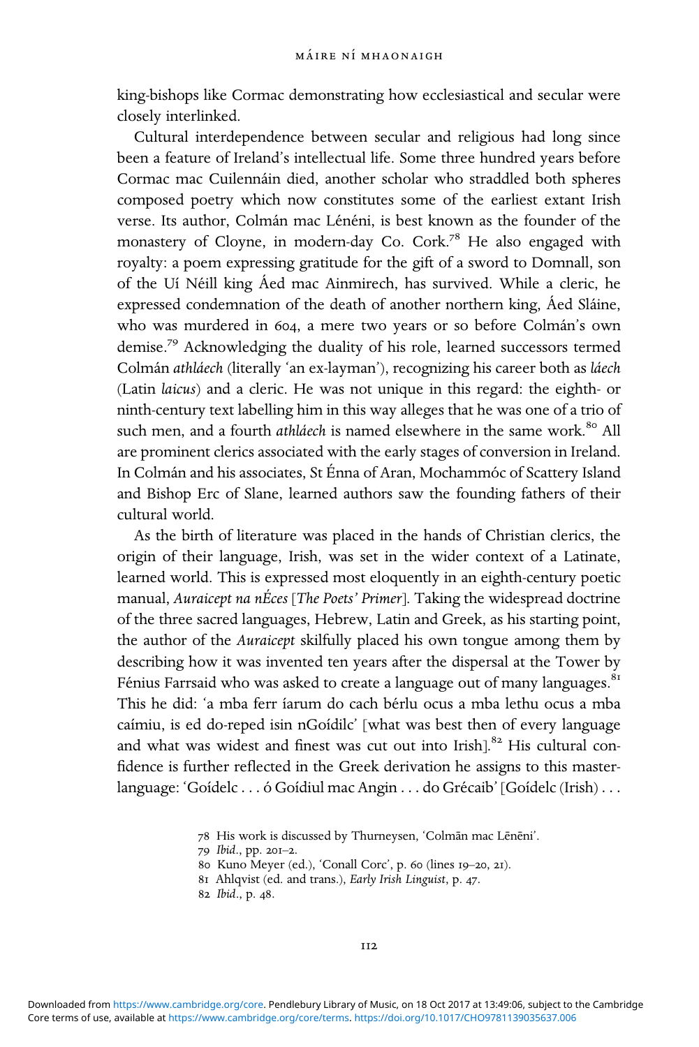king-bishops like Cormac demonstrating how ecclesiastical and secular were closely interlinked.

Cultural interdependence between secular and religious had long since been a feature of Ireland's intellectual life. Some three hundred years before Cormac mac Cuilennáin died, another scholar who straddled both spheres composed poetry which now constitutes some of the earliest extant Irish verse. Its author, Colmán mac Lénéni, is best known as the founder of the monastery of Cloyne, in modern-day Co. Cork.[78] He also engaged with royalty: a poem expressing gratitude for the gift of a sword to Domnall, son of the Uí Néill king Áed mac Ainmirech, has survived. While a cleric, he expressed condemnation of the death of another northern king, Áed Sláine, who was murdered in 604, a mere two years or so before Colmán's own demise.[79] Acknowledging the duality of his role, learned successors termed Colmán *athláech* (literally 'an ex-layman'), recognizing his career both as *láech* (Latin *laicus*) and a cleric. He was not unique in this regard: the eighth- or ninth-century text labelling him in this way alleges that he was one of a trio of such men, and a fourth *athláech* is named elsewhere in the same work.[80] All are prominent clerics associated with the early stages of conversion in Ireland. In Colmán and his associates, St Énna of Aran, Mochammóc of Scattery Island and Bishop Erc of Slane, learned authors saw the founding fathers of their cultural world.

As the birth of literature was placed in the hands of Christian clerics, the origin of their language, Irish, was set in the wider context of a Latinate, learned world. This is expressed most eloquently in an eighth-century poetic manual, *Auraicept na nÉces* [*The Poets' Primer*]. Taking the widespread doctrine of the three sacred languages, Hebrew, Latin and Greek, as his starting point, the author of the *Auraicept* skilfully placed his own tongue among them by describing how it was invented ten years after the dispersal at the Tower by Fénius Farrsaid who was asked to create a language out of many languages.[81] This he did: 'a mba ferr íarum do cach bérlu ocus a mba lethu ocus a mba caímiu, is ed do-reped isin nGoídilc' [what was best then of every language and what was widest and finest was cut out into Irish].[82] His cultural confidence is further reflected in the Greek derivation he assigns to this master-language: 'Goídelc . . . ó Goídiul mac Angin . . . do Grécaib' [Goídelc (Irish) . . .

78 His work is discussed by Thurneysen, 'Colmān mac Lēnēni'.

79 *Ibid*., pp. 201–2.

80 Kuno Meyer (ed.), 'Conall Corc', p. 60 (lines 19–20, 21).

81 Ahlqvist (ed. and trans.), *Early Irish Linguist*, p. 47.

82 *Ibid*., p. 48.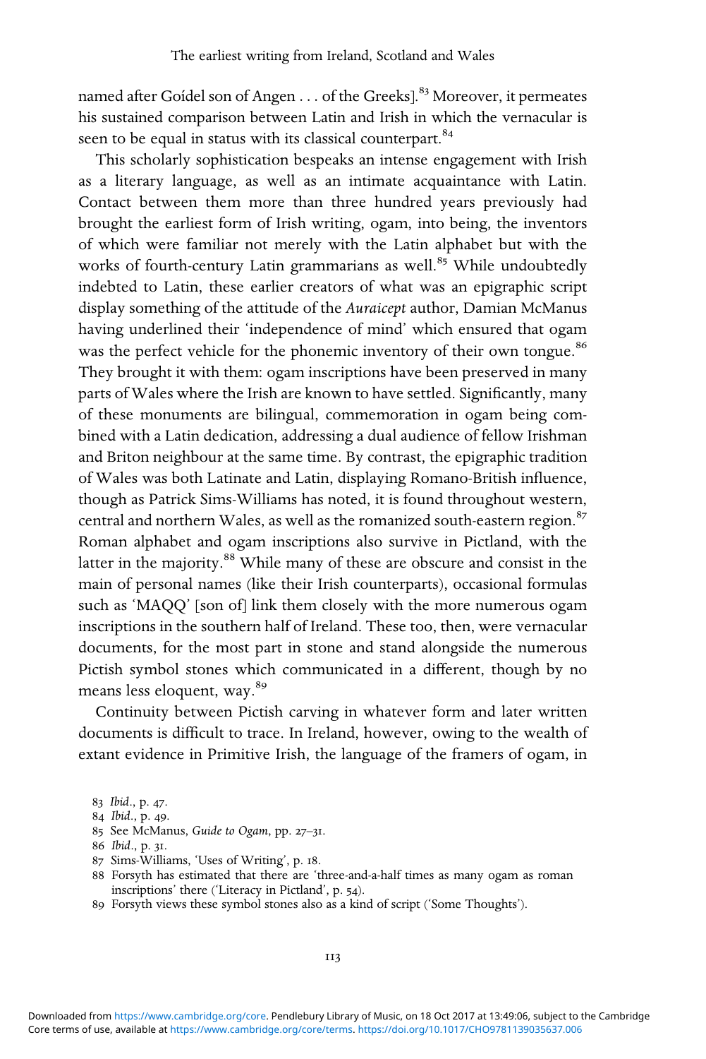named after Goídel son of Angen . . . of the Greeks].[83] Moreover, it permeates his sustained comparison between Latin and Irish in which the vernacular is seen to be equal in status with its classical counterpart.[84]

This scholarly sophistication bespeaks an intense engagement with Irish as a literary language, as well as an intimate acquaintance with Latin. Contact between them more than three hundred years previously had brought the earliest form of Irish writing, ogam, into being, the inventors of which were familiar not merely with the Latin alphabet but with the works of fourth-century Latin grammarians as well.[85] While undoubtedly indebted to Latin, these earlier creators of what was an epigraphic script display something of the attitude of the *Auraicept* author, Damian McManus having underlined their 'independence of mind' which ensured that ogam was the perfect vehicle for the phonemic inventory of their own tongue.[86] They brought it with them: ogam inscriptions have been preserved in many parts of Wales where the Irish are known to have settled. Significantly, many of these monuments are bilingual, commemoration in ogam being combined with a Latin dedication, addressing a dual audience of fellow Irishman and Briton neighbour at the same time. By contrast, the epigraphic tradition of Wales was both Latinate and Latin, displaying Romano-British influence, though as Patrick Sims-Williams has noted, it is found throughout western, central and northern Wales, as well as the romanized south-eastern region.[87] Roman alphabet and ogam inscriptions also survive in Pictland, with the latter in the majority.[88] While many of these are obscure and consist in the main of personal names (like their Irish counterparts), occasional formulas such as 'MAQQ' [son of] link them closely with the more numerous ogam inscriptions in the southern half of Ireland. These too, then, were vernacular documents, for the most part in stone and stand alongside the numerous Pictish symbol stones which communicated in a different, though by no means less eloquent, way.[89]

Continuity between Pictish carving in whatever form and later written documents is difficult to trace. In Ireland, however, owing to the wealth of extant evidence in Primitive Irish, the language of the framers of ogam, in

83 *Ibid.*, p. 47.

84 *Ibid.*, p. 49.

85 See McManus, *Guide to Ogam*, pp. 27–31.

86 *Ibid.*, p. 31.

87 Sims-Williams, 'Uses of Writing', p. 18.

88 Forsyth has estimated that there are 'three-and-a-half times as many ogam as roman inscriptions' there ('Literacy in Pictland', p. 54).

89 Forsyth views these symbol stones also as a kind of script ('Some Thoughts').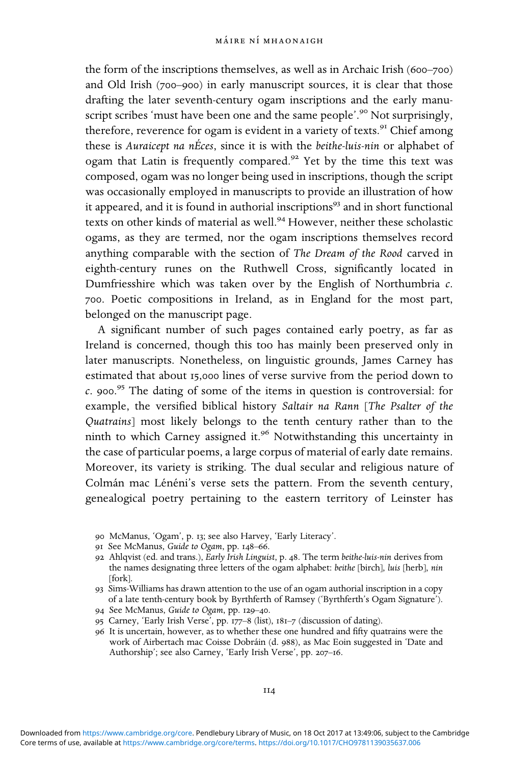the form of the inscriptions themselves, as well as in Archaic Irish (600–700) and Old Irish (700–900) in early manuscript sources, it is clear that those drafting the later seventh-century ogam inscriptions and the early manuscript scribes 'must have been one and the same people'.[90] Not surprisingly, therefore, reverence for ogam is evident in a variety of texts.[91] Chief among these is *Auraicept na nÉces*, since it is with the *beithe-luis-nin* or alphabet of ogam that Latin is frequently compared.[92] Yet by the time this text was composed, ogam was no longer being used in inscriptions, though the script was occasionally employed in manuscripts to provide an illustration of how it appeared, and it is found in authorial inscriptions[93] and in short functional texts on other kinds of material as well.[94] However, neither these scholastic ogams, as they are termed, nor the ogam inscriptions themselves record anything comparable with the section of *The Dream of the Rood* carved in eighth-century runes on the Ruthwell Cross, significantly located in Dumfriesshire which was taken over by the English of Northumbria *c.* 700. Poetic compositions in Ireland, as in England for the most part, belonged on the manuscript page.

A significant number of such pages contained early poetry, as far as Ireland is concerned, though this too has mainly been preserved only in later manuscripts. Nonetheless, on linguistic grounds, James Carney has estimated that about 15,000 lines of verse survive from the period down to *c.* 900.[95] The dating of some of the items in question is controversial: for example, the versified biblical history *Saltair na Rann* [*The Psalter of the Quatrains*] most likely belongs to the tenth century rather than to the ninth to which Carney assigned it.[96] Notwithstanding this uncertainty in the case of particular poems, a large corpus of material of early date remains. Moreover, its variety is striking. The dual secular and religious nature of Colmán mac Lénéni's verse sets the pattern. From the seventh century, genealogical poetry pertaining to the eastern territory of Leinster has

90 McManus, 'Ogam', p. 13; see also Harvey, 'Early Literacy'.

91 See McManus, *Guide to Ogam*, pp. 148–66.

92 Ahlqvist (ed. and trans.), *Early Irish Linguist*, p. 48. The term *beithe-luis-nin* derives from the names designating three letters of the ogam alphabet: *beithe* [birch], *luis* [herb], *nin* [fork].

93 Sims-Williams has drawn attention to the use of an ogam authorial inscription in a copy of a late tenth-century book by Byrthferth of Ramsey ('Byrthferth's Ogam Signature').

94 See McManus, *Guide to Ogam*, pp. 129–40.

95 Carney, 'Early Irish Verse', pp. 177–8 (list), 181–7 (discussion of dating).

96 It is uncertain, however, as to whether these one hundred and fifty quatrains were the work of Airbertach mac Coisse Dobráin (d. 988), as Mac Eoin suggested in 'Date and Authorship'; see also Carney, 'Early Irish Verse', pp. 207–16.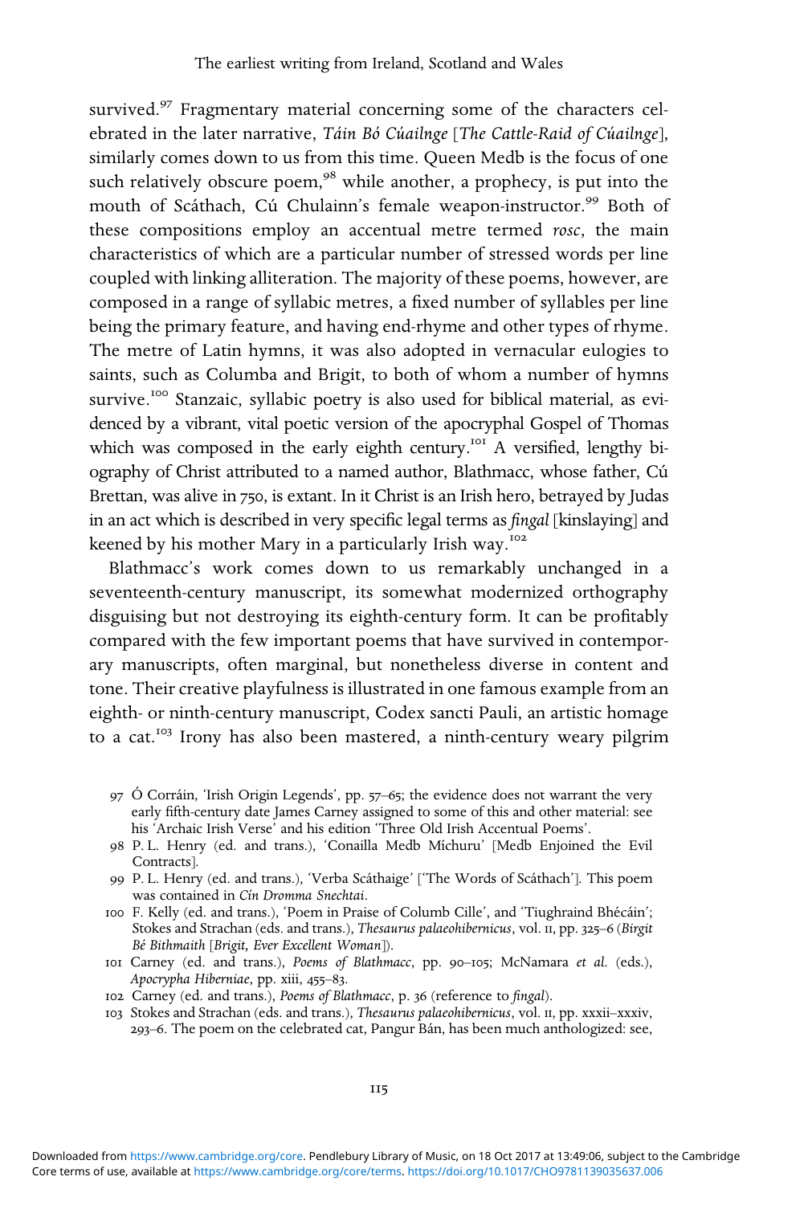survived.[97] Fragmentary material concerning some of the characters celebrated in the later narrative, *Táin Bó Cúailnge* [*The Cattle-Raid of Cúailnge*], similarly comes down to us from this time. Queen Medb is the focus of one such relatively obscure poem,[98] while another, a prophecy, is put into the mouth of Scáthach, Cú Chulainn's female weapon-instructor.[99] Both of these compositions employ an accentual metre termed *rosc*, the main characteristics of which are a particular number of stressed words per line coupled with linking alliteration. The majority of these poems, however, are composed in a range of syllabic metres, a fixed number of syllables per line being the primary feature, and having end-rhyme and other types of rhyme. The metre of Latin hymns, it was also adopted in vernacular eulogies to saints, such as Columba and Brigit, to both of whom a number of hymns survive.[100] Stanzaic, syllabic poetry is also used for biblical material, as evidenced by a vibrant, vital poetic version of the apocryphal Gospel of Thomas which was composed in the early eighth century.[101] A versified, lengthy biography of Christ attributed to a named author, Blathmacc, whose father, Cú Brettan, was alive in 750, is extant. In it Christ is an Irish hero, betrayed by Judas in an act which is described in very specific legal terms as *fingal* [kinslaying] and keened by his mother Mary in a particularly Irish way.[102]

Blathmacc's work comes down to us remarkably unchanged in a seventeenth-century manuscript, its somewhat modernized orthography disguising but not destroying its eighth-century form. It can be profitably compared with the few important poems that have survived in contemporary manuscripts, often marginal, but nonetheless diverse in content and tone. Their creative playfulness is illustrated in one famous example from an eighth- or ninth-century manuscript, Codex sancti Pauli, an artistic homage to a cat.[103] Irony has also been mastered, a ninth-century weary pilgrim

97 Ó Corráin, 'Irish Origin Legends', pp. 57–65; the evidence does not warrant the very early fifth-century date James Carney assigned to some of this and other material: see his 'Archaic Irish Verse' and his edition 'Three Old Irish Accentual Poems'.

98 P. L. Henry (ed. and trans.), 'Conailla Medb Míchuru' [Medb Enjoined the Evil Contracts].

99 P. L. Henry (ed. and trans.), 'Verba Scáthaige' ['The Words of Scáthach']. This poem was contained in *Cín Dromma Snechtai*.

100 F. Kelly (ed. and trans.), 'Poem in Praise of Columb Cille', and 'Tiughraind Bhécáin'; Stokes and Strachan (eds. and trans.), *Thesaurus palaeohibernicus*, vol. II, pp. 325–6 (*Birgit Bé Bithmaith* [*Brigit, Ever Excellent Woman*]).

101 Carney (ed. and trans.), *Poems of Blathmacc*, pp. 90–105; McNamara *et al.* (eds.), *Apocrypha Hiberniae*, pp. xiii, 455–83.

102 Carney (ed. and trans.), *Poems of Blathmacc*, p. 36 (reference to *fingal*).

103 Stokes and Strachan (eds. and trans.), *Thesaurus palaeohibernicus*, vol. II, pp. xxxii–xxxiv, 293–6. The poem on the celebrated cat, Pangur Bán, has been much anthologized: see,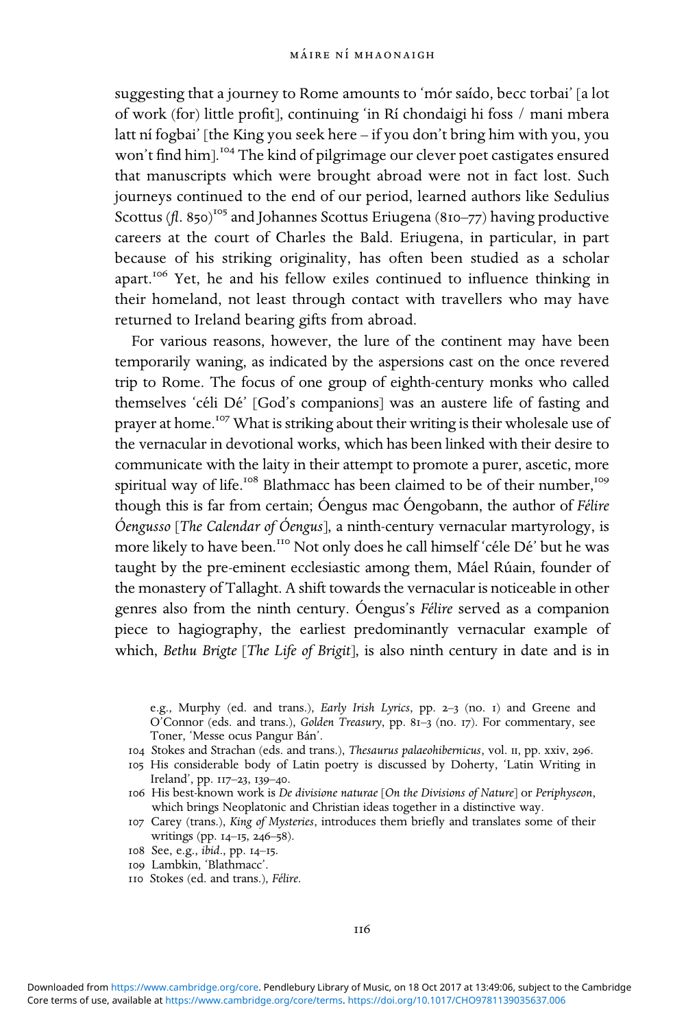suggesting that a journey to Rome amounts to 'mór saído, becc torbai' [a lot of work (for) little profit], continuing 'in Rí chondaigi hi foss / mani mbera latt ní fogbai' [the King you seek here – if you don't bring him with you, you won't find him].[104] The kind of pilgrimage our clever poet castigates ensured that manuscripts which were brought abroad were not in fact lost. Such journeys continued to the end of our period, learned authors like Sedulius Scottus (*fl.* 850)[105] and Johannes Scottus Eriugena (810–77) having productive careers at the court of Charles the Bald. Eriugena, in particular, in part because of his striking originality, has often been studied as a scholar apart.[106] Yet, he and his fellow exiles continued to influence thinking in their homeland, not least through contact with travellers who may have returned to Ireland bearing gifts from abroad.

For various reasons, however, the lure of the continent may have been temporarily waning, as indicated by the aspersions cast on the once revered trip to Rome. The focus of one group of eighth-century monks who called themselves 'céli Dé' [God's companions] was an austere life of fasting and prayer at home.[107] What is striking about their writing is their wholesale use of the vernacular in devotional works, which has been linked with their desire to communicate with the laity in their attempt to promote a purer, ascetic, more spiritual way of life.[108] Blathmacc has been claimed to be of their number,[109] though this is far from certain; Óengus mac Óengobann, the author of *Félire Óengusso* [*The Calendar of Óengus*], a ninth-century vernacular martyrology, is more likely to have been.[110] Not only does he call himself 'céle Dé' but he was taught by the pre-eminent ecclesiastic among them, Máel Rúain, founder of the monastery of Tallaght. A shift towards the vernacular is noticeable in other genres also from the ninth century. Óengus's *Félire* served as a companion piece to hagiography, the earliest predominantly vernacular example of which, *Bethu Brigte* [*The Life of Brigit*], is also ninth century in date and is in

e.g., Murphy (ed. and trans.), *Early Irish Lyrics*, pp. 2–3 (no. 1) and Greene and O'Connor (eds. and trans.), *Golden Treasury*, pp. 81–3 (no. 17). For commentary, see Toner, 'Messe ocus Pangur Bán'.

104 Stokes and Strachan (eds. and trans.), *Thesaurus palaeohibernicus*, vol. II, pp. xxiv, 296.

105 His considerable body of Latin poetry is discussed by Doherty, 'Latin Writing in Ireland', pp. 117–23, 139–40.

106 His best-known work is *De divisione naturae* [*On the Divisions of Nature*] or *Periphyseon*, which brings Neoplatonic and Christian ideas together in a distinctive way.

107 Carey (trans.), *King of Mysteries*, introduces them briefly and translates some of their writings (pp. 14–15, 246–58).

108 See, e.g., *ibid.*, pp. 14–15.

109 Lambkin, 'Blathmacc'.

110 Stokes (ed. and trans.), *Félire*.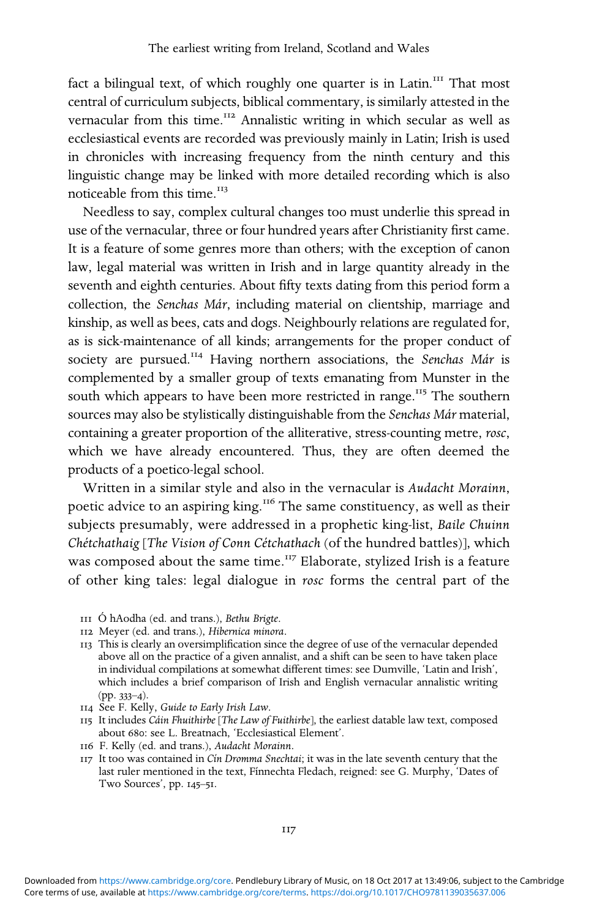fact a bilingual text, of which roughly one quarter is in Latin.[111] That most central of curriculum subjects, biblical commentary, is similarly attested in the vernacular from this time.[112] Annalistic writing in which secular as well as ecclesiastical events are recorded was previously mainly in Latin; Irish is used in chronicles with increasing frequency from the ninth century and this linguistic change may be linked with more detailed recording which is also noticeable from this time.[113]

Needless to say, complex cultural changes too must underlie this spread in use of the vernacular, three or four hundred years after Christianity first came. It is a feature of some genres more than others; with the exception of canon law, legal material was written in Irish and in large quantity already in the seventh and eighth centuries. About fifty texts dating from this period form a collection, the *Senchas Már*, including material on clientship, marriage and kinship, as well as bees, cats and dogs. Neighbourly relations are regulated for, as is sick-maintenance of all kinds; arrangements for the proper conduct of society are pursued.[114] Having northern associations, the *Senchas Már* is complemented by a smaller group of texts emanating from Munster in the south which appears to have been more restricted in range.[115] The southern sources may also be stylistically distinguishable from the *Senchas Már* material, containing a greater proportion of the alliterative, stress-counting metre, *rosc*, which we have already encountered. Thus, they are often deemed the products of a poetico-legal school.

Written in a similar style and also in the vernacular is *Audacht Morainn*, poetic advice to an aspiring king.[116] The same constituency, as well as their subjects presumably, were addressed in a prophetic king-list, *Baile Chuinn Chétchathaig* [*The Vision of Conn Cétchathach* (of the hundred battles)], which was composed about the same time.[117] Elaborate, stylized Irish is a feature of other king tales: legal dialogue in *rosc* forms the central part of the

111 Ó hAodha (ed. and trans.), *Bethu Brigte*.

112 Meyer (ed. and trans.), *Hibernica minora*.

113 This is clearly an oversimplification since the degree of use of the vernacular depended above all on the practice of a given annalist, and a shift can be seen to have taken place in individual compilations at somewhat different times: see Dumville, 'Latin and Irish', which includes a brief comparison of Irish and English vernacular annalistic writing (pp. 333–4).

114 See F. Kelly, *Guide to Early Irish Law*.

115 It includes *Cáin Fhuithirbe* [*The Law of Fuithirbe*], the earliest datable law text, composed about 680: see L. Breatnach, 'Ecclesiastical Element'.

116 F. Kelly (ed. and trans.), *Audacht Morainn*.

117 It too was contained in *Cín Dromma Snechtai*; it was in the late seventh century that the last ruler mentioned in the text, Fínnechta Fledach, reigned: see G. Murphy, 'Dates of Two Sources', pp. 145–51.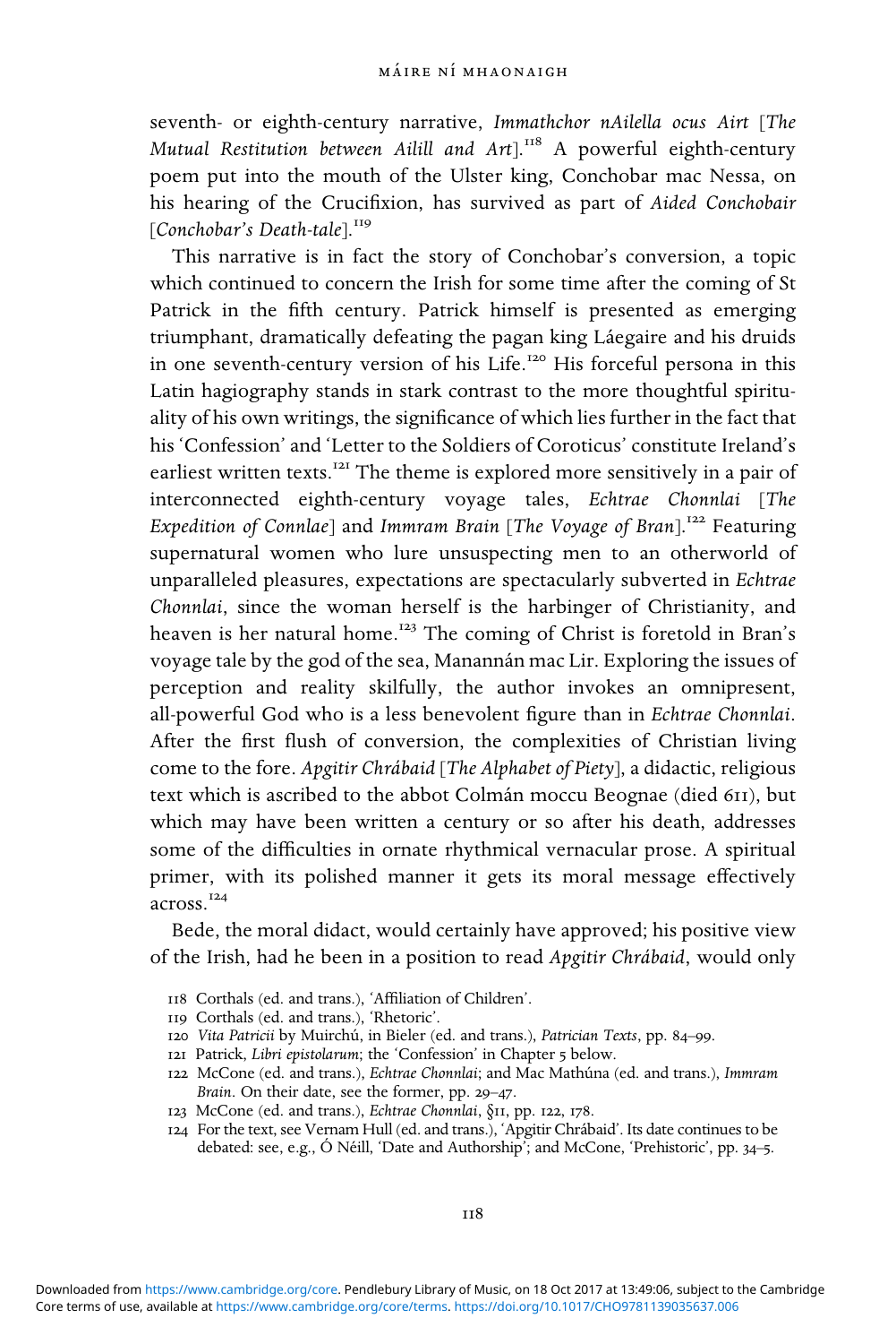seventh- or eighth-century narrative, *Immathchor nAilella ocus Airt* [*The Mutual Restitution between Ailill and Art*].[118] A powerful eighth-century poem put into the mouth of the Ulster king, Conchobar mac Nessa, on his hearing of the Crucifixion, has survived as part of *Aided Conchobair* [*Conchobar's Death-tale*].[119]

This narrative is in fact the story of Conchobar's conversion, a topic which continued to concern the Irish for some time after the coming of St Patrick in the fifth century. Patrick himself is presented as emerging triumphant, dramatically defeating the pagan king Láegaire and his druids in one seventh-century version of his Life.[120] His forceful persona in this Latin hagiography stands in stark contrast to the more thoughtful spirituality of his own writings, the significance of which lies further in the fact that his 'Confession' and 'Letter to the Soldiers of Coroticus' constitute Ireland's earliest written texts.[121] The theme is explored more sensitively in a pair of interconnected eighth-century voyage tales, *Echtrae Chonnlai* [*The Expedition of Connlae*] and *Immram Brain* [*The Voyage of Bran*].[122] Featuring supernatural women who lure unsuspecting men to an otherworld of unparalleled pleasures, expectations are spectacularly subverted in *Echtrae Chonnlai*, since the woman herself is the harbinger of Christianity, and heaven is her natural home.[123] The coming of Christ is foretold in Bran's voyage tale by the god of the sea, Manannán mac Lir. Exploring the issues of perception and reality skilfully, the author invokes an omnipresent, all-powerful God who is a less benevolent figure than in *Echtrae Chonnlai*. After the first flush of conversion, the complexities of Christian living come to the fore. *Apgitir Chrábaid* [*The Alphabet of Piety*], a didactic, religious text which is ascribed to the abbot Colmán moccu Beognae (died 611), but which may have been written a century or so after his death, addresses some of the difficulties in ornate rhythmical vernacular prose. A spiritual primer, with its polished manner it gets its moral message effectively across.[124]

Bede, the moral didact, would certainly have approved; his positive view of the Irish, had he been in a position to read *Apgitir Chrábaid*, would only

118 Corthals (ed. and trans.), 'Affiliation of Children'.

119 Corthals (ed. and trans.), 'Rhetoric'.

120 *Vita Patricii* by Muirchú, in Bieler (ed. and trans.), *Patrician Texts*, pp. 84–99.

121 Patrick, *Libri epistolarum*; the 'Confession' in Chapter 5 below.

122 McCone (ed. and trans.), *Echtrae Chonnlai*; and Mac Mathúna (ed. and trans.), *Immram Brain*. On their date, see the former, pp. 29–47.

123 McCone (ed. and trans.), *Echtrae Chonnlai*, §11, pp. 122, 178.

124 For the text, see Vernam Hull (ed. and trans.), 'Apgitir Chrábaid'. Its date continues to be debated: see, e.g., Ó Néill, 'Date and Authorship'; and McCone, 'Prehistoric', pp. 34–5.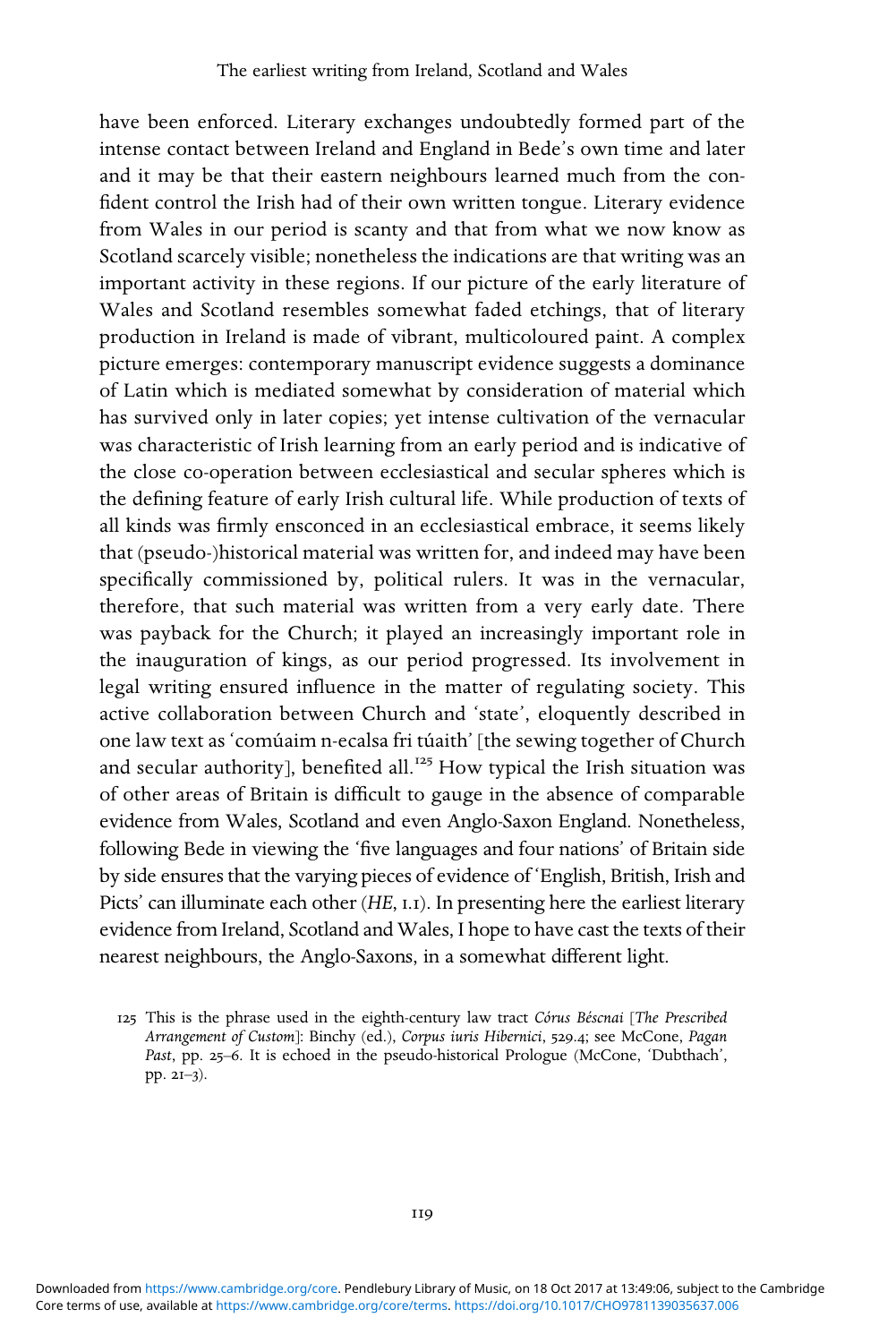have been enforced. Literary exchanges undoubtedly formed part of the intense contact between Ireland and England in Bede's own time and later and it may be that their eastern neighbours learned much from the confident control the Irish had of their own written tongue. Literary evidence from Wales in our period is scanty and that from what we now know as Scotland scarcely visible; nonetheless the indications are that writing was an important activity in these regions. If our picture of the early literature of Wales and Scotland resembles somewhat faded etchings, that of literary production in Ireland is made of vibrant, multicoloured paint. A complex picture emerges: contemporary manuscript evidence suggests a dominance of Latin which is mediated somewhat by consideration of material which has survived only in later copies; yet intense cultivation of the vernacular was characteristic of Irish learning from an early period and is indicative of the close co-operation between ecclesiastical and secular spheres which is the defining feature of early Irish cultural life. While production of texts of all kinds was firmly ensconced in an ecclesiastical embrace, it seems likely that (pseudo-)historical material was written for, and indeed may have been specifically commissioned by, political rulers. It was in the vernacular, therefore, that such material was written from a very early date. There was payback for the Church; it played an increasingly important role in the inauguration of kings, as our period progressed. Its involvement in legal writing ensured influence in the matter of regulating society. This active collaboration between Church and 'state', eloquently described in one law text as 'comúaim n-ecalsa fri túaith' [the sewing together of Church and secular authority], benefited all.[125] How typical the Irish situation was of other areas of Britain is difficult to gauge in the absence of comparable evidence from Wales, Scotland and even Anglo-Saxon England. Nonetheless, following Bede in viewing the 'five languages and four nations' of Britain side by side ensures that the varying pieces of evidence of 'English, British, Irish and Picts' can illuminate each other (*HE*, I.1). In presenting here the earliest literary evidence from Ireland, Scotland and Wales, I hope to have cast the texts of their nearest neighbours, the Anglo-Saxons, in a somewhat different light.

125 This is the phrase used in the eighth-century law tract *Córus Béscnai* [*The Prescribed Arrangement of Custom*]: Binchy (ed.), *Corpus iuris Hibernici*, 529.4; see McCone, *Pagan Past*, pp. 25–6. It is echoed in the pseudo-historical Prologue (McCone, 'Dubthach', pp. 21–3).